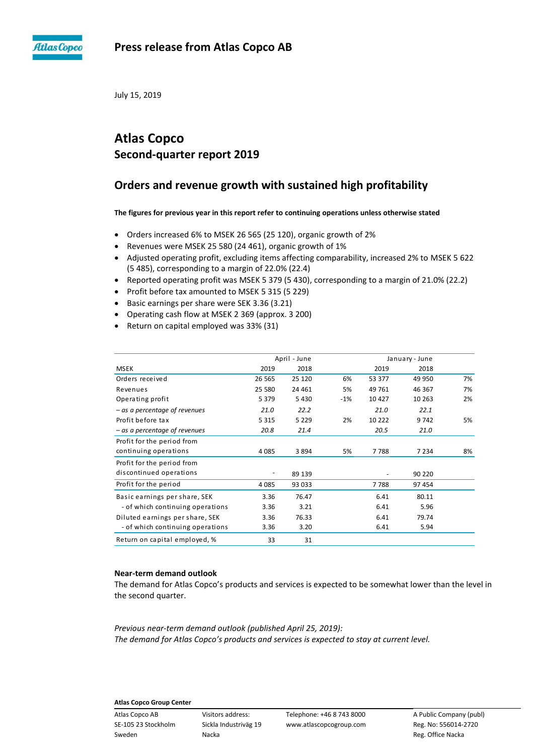# Press release from Atlas Copco AB

July 15, 2019

## Atlas Copco
## Second-quarter report 2019

## Orders and revenue growth with sustained high profitability

**The figures for previous year in this report refer to continuing operations unless otherwise stated**

- Orders increased 6% to MSEK 26 565 (25 120), organic growth of 2%
- Revenues were MSEK 25 580 (24 461), organic growth of 1%
- Adjusted operating profit, excluding items affecting comparability, increased 2% to MSEK 5 622 (5 485), corresponding to a margin of 22.0% (22.4)
- Reported operating profit was MSEK 5 379 (5 430), corresponding to a margin of 21.0% (22.2)
- Profit before tax amounted to MSEK 5 315 (5 229)
- Basic earnings per share were SEK 3.36 (3.21)
- Operating cash flow at MSEK 2 369 (approx. 3 200)
- Return on capital employed was 33% (31)

| | April - June | | | January - June | | |
|---|---|---|---|---|---|---|
| MSEK | 2019 | 2018 | | 2019 | 2018 | |
| Orders received | 26 565 | 25 120 | 6% | 53 377 | 49 950 | 7% |
| Revenues | 25 580 | 24 461 | 5% | 49 761 | 46 367 | 7% |
| Operating profit | 5 379 | 5 430 | -1% | 10 427 | 10 263 | 2% |
| *– as a percentage of revenues* | *21.0* | *22.2* | | *21.0* | *22.1* | |
| Profit before tax | 5 315 | 5 229 | 2% | 10 222 | 9 742 | 5% |
| *– as a percentage of revenues* | *20.8* | *21.4* | | *20.5* | *21.0* | |
| Profit for the period from continuing operations | 4 085 | 3 894 | 5% | 7 788 | 7 234 | 8% |
| Profit for the period from discontinued operations | - | 89 139 | | - | 90 220 | |
| Profit for the period | 4 085 | 93 033 | | 7 788 | 97 454 | |
| Basic earnings per share, SEK | 3.36 | 76.47 | | 6.41 | 80.11 | |
| - of which continuing operations | 3.36 | 3.21 | | 6.41 | 5.96 | |
| Diluted earnings per share, SEK | 3.36 | 76.33 | | 6.41 | 79.74 | |
| - of which continuing operations | 3.36 | 3.20 | | 6.41 | 5.94 | |
| Return on capital employed, % | 33 | 31 | | | | |

**Near-term demand outlook**

The demand for Atlas Copco's products and services is expected to be somewhat lower than the level in the second quarter.

*Previous near-term demand outlook (published April 25, 2019):*
*The demand for Atlas Copco's products and services is expected to stay at current level.*

**Atlas Copco Group Center**

Atlas Copco AB
SE-105 23 Stockholm
Sweden

Visitors address:
Sickla Industriväg 19
Nacka

Telephone: +46 8 743 8000
www.atlascopcogroup.com

A Public Company (publ)
Reg. No: 556014-2720
Reg. Office Nacka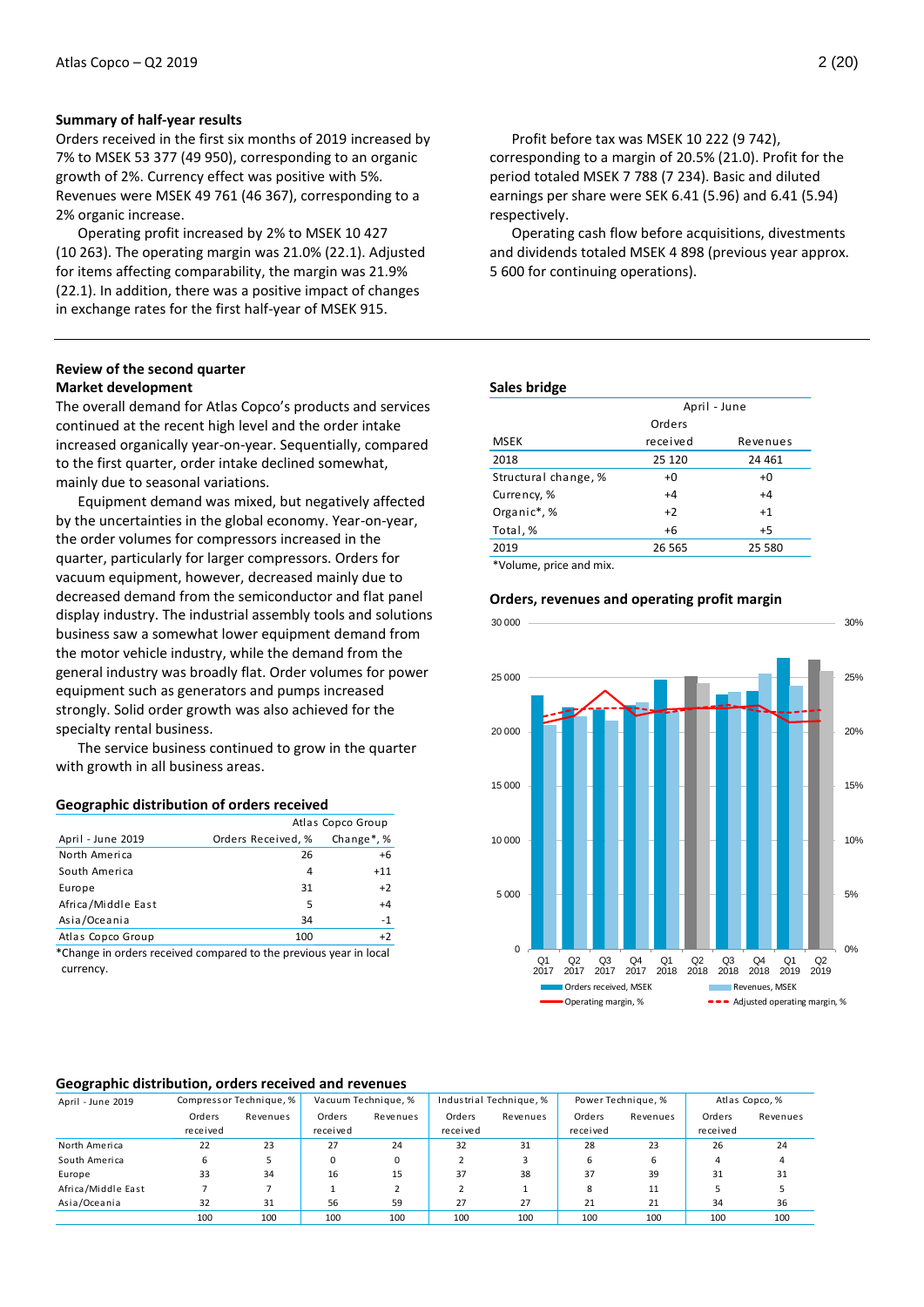### Summary of half-year results

Orders received in the first six months of 2019 increased by 7% to MSEK 53 377 (49 950), corresponding to an organic growth of 2%. Currency effect was positive with 5%. Revenues were MSEK 49 761 (46 367), corresponding to a 2% organic increase.

Operating profit increased by 2% to MSEK 10 427 (10 263). The operating margin was 21.0% (22.1). Adjusted for items affecting comparability, the margin was 21.9% (22.1). In addition, there was a positive impact of changes in exchange rates for the first half-year of MSEK 915.

Profit before tax was MSEK 10 222 (9 742), corresponding to a margin of 20.5% (21.0). Profit for the period totaled MSEK 7 788 (7 234). Basic and diluted earnings per share were SEK 6.41 (5.96) and 6.41 (5.94) respectively.

Operating cash flow before acquisitions, divestments and dividends totaled MSEK 4 898 (previous year approx. 5 600 for continuing operations).

## Review of the second quarter

### Market development

The overall demand for Atlas Copco's products and services continued at the recent high level and the order intake increased organically year-on-year. Sequentially, compared to the first quarter, order intake declined somewhat, mainly due to seasonal variations.

Equipment demand was mixed, but negatively affected by the uncertainties in the global economy. Year-on-year, the order volumes for compressors increased in the quarter, particularly for larger compressors. Orders for vacuum equipment, however, decreased mainly due to decreased demand from the semiconductor and flat panel display industry. The industrial assembly tools and solutions business saw a somewhat lower equipment demand from the motor vehicle industry, while the demand from the general industry was broadly flat. Order volumes for power equipment such as generators and pumps increased strongly. Solid order growth was also achieved for the specialty rental business.

The service business continued to grow in the quarter with growth in all business areas.

### Geographic distribution of orders received

| | Atlas Copco Group | |
|---|---|---|
| April - June 2019 | Orders Received, % | Change*, % |
| North America | 26 | +6 |
| South America | 4 | +11 |
| Europe | 31 | +2 |
| Africa/Middle East | 5 | +4 |
| Asia/Oceania | 34 | -1 |
| Atlas Copco Group | 100 | +2 |

*Change in orders received compared to the previous year in local currency.

### Sales bridge

| | April - June | |
|---|---|---|
| MSEK | Orders received | Revenues |
| 2018 | 25 120 | 24 461 |
| Structural change, % | +0 | +0 |
| Currency, % | +4 | +4 |
| Organic*, % | +2 | +1 |
| Total, % | +6 | +5 |
| 2019 | 26 565 | 25 580 |

*Volume, price and mix.

### Orders, revenues and operating profit margin

Legend: Orders received, MSEK; Revenues, MSEK; Operating margin, %; Adjusted operating margin, %

### Geographic distribution, orders received and revenues

| April - June 2019 | Compressor Technique, % | | Vacuum Technique, % | | Industrial Technique, % | | Power Technique, % | | Atlas Copco, % | |
|---|---|---|---|---|---|---|---|---|---|---|
| | Orders received | Revenues | Orders received | Revenues | Orders received | Revenues | Orders received | Revenues | Orders received | Revenues |
| North America | 22 | 23 | 27 | 24 | 32 | 31 | 28 | 23 | 26 | 24 |
| South America | 6 | 5 | 0 | 0 | 2 | 3 | 6 | 6 | 4 | 4 |
| Europe | 33 | 34 | 16 | 15 | 37 | 38 | 37 | 39 | 31 | 31 |
| Africa/Middle East | 7 | 7 | 1 | 2 | 2 | 1 | 8 | 11 | 5 | 5 |
| Asia/Oceania | 32 | 31 | 56 | 59 | 27 | 27 | 21 | 21 | 34 | 36 |
| | 100 | 100 | 100 | 100 | 100 | 100 | 100 | 100 | 100 | 100 |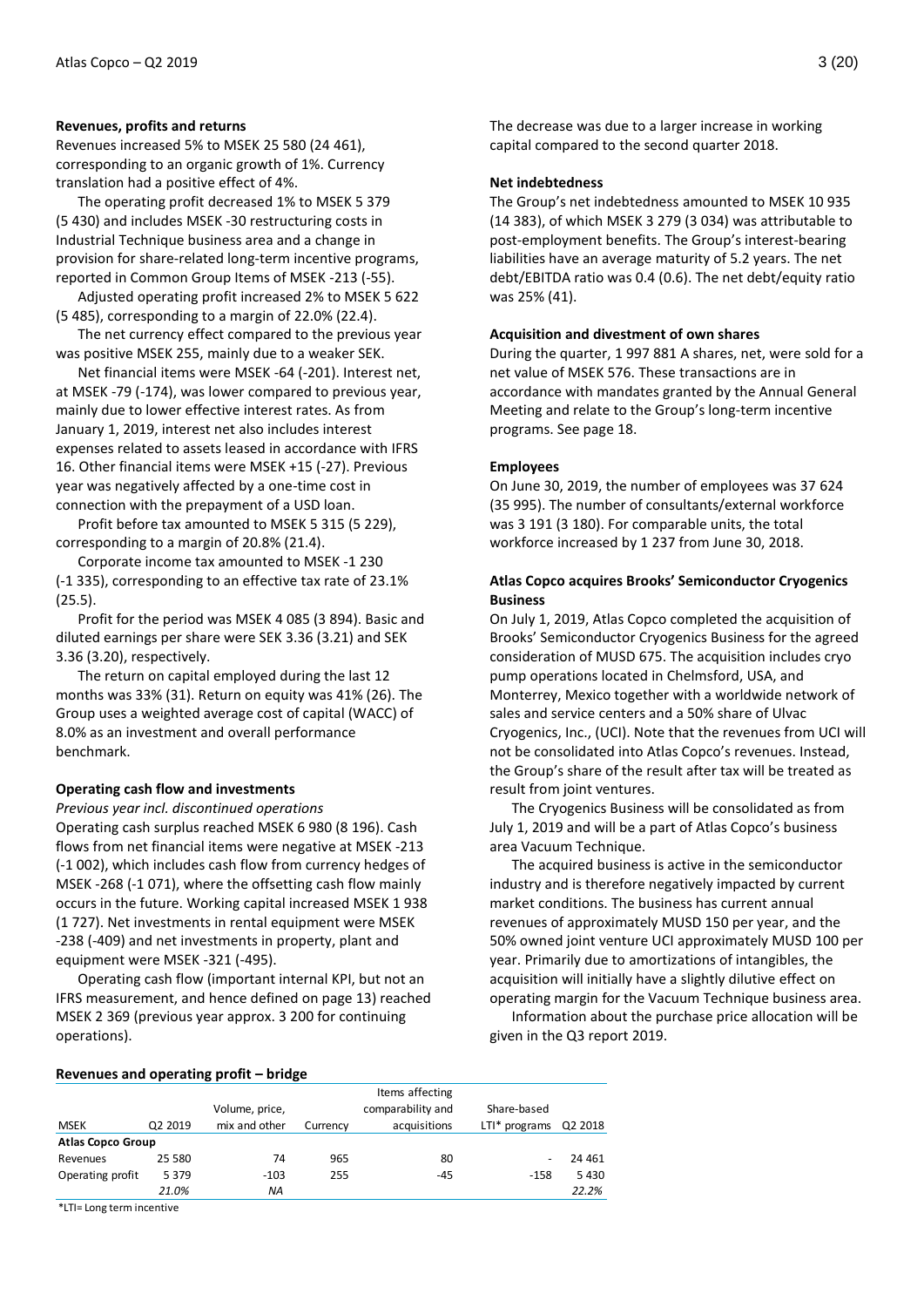**Revenues, profits and returns**

Revenues increased 5% to MSEK 25 580 (24 461), corresponding to an organic growth of 1%. Currency translation had a positive effect of 4%.

The operating profit decreased 1% to MSEK 5 379 (5 430) and includes MSEK -30 restructuring costs in Industrial Technique business area and a change in provision for share-related long-term incentive programs, reported in Common Group Items of MSEK -213 (-55).

Adjusted operating profit increased 2% to MSEK 5 622 (5 485), corresponding to a margin of 22.0% (22.4).

The net currency effect compared to the previous year was positive MSEK 255, mainly due to a weaker SEK.

Net financial items were MSEK -64 (-201). Interest net, at MSEK -79 (-174), was lower compared to previous year, mainly due to lower effective interest rates. As from January 1, 2019, interest net also includes interest expenses related to assets leased in accordance with IFRS 16. Other financial items were MSEK +15 (-27). Previous year was negatively affected by a one-time cost in connection with the prepayment of a USD loan.

Profit before tax amounted to MSEK 5 315 (5 229), corresponding to a margin of 20.8% (21.4).

Corporate income tax amounted to MSEK -1 230 (-1 335), corresponding to an effective tax rate of 23.1% (25.5).

Profit for the period was MSEK 4 085 (3 894). Basic and diluted earnings per share were SEK 3.36 (3.21) and SEK 3.36 (3.20), respectively.

The return on capital employed during the last 12 months was 33% (31). Return on equity was 41% (26). The Group uses a weighted average cost of capital (WACC) of 8.0% as an investment and overall performance benchmark.

**Operating cash flow and investments**

*Previous year incl. discontinued operations*

Operating cash surplus reached MSEK 6 980 (8 196). Cash flows from net financial items were negative at MSEK -213 (-1 002), which includes cash flow from currency hedges of MSEK -268 (-1 071), where the offsetting cash flow mainly occurs in the future. Working capital increased MSEK 1 938 (1 727). Net investments in rental equipment were MSEK -238 (-409) and net investments in property, plant and equipment were MSEK -321 (-495).

Operating cash flow (important internal KPI, but not an IFRS measurement, and hence defined on page 13) reached MSEK 2 369 (previous year approx. 3 200 for continuing operations).

The decrease was due to a larger increase in working capital compared to the second quarter 2018.

**Net indebtedness**

The Group's net indebtedness amounted to MSEK 10 935 (14 383), of which MSEK 3 279 (3 034) was attributable to post-employment benefits. The Group's interest-bearing liabilities have an average maturity of 5.2 years. The net debt/EBITDA ratio was 0.4 (0.6). The net debt/equity ratio was 25% (41).

**Acquisition and divestment of own shares**

During the quarter, 1 997 881 A shares, net, were sold for a net value of MSEK 576. These transactions are in accordance with mandates granted by the Annual General Meeting and relate to the Group's long-term incentive programs. See page 18.

**Employees**

On June 30, 2019, the number of employees was 37 624 (35 995). The number of consultants/external workforce was 3 191 (3 180). For comparable units, the total workforce increased by 1 237 from June 30, 2018.

**Atlas Copco acquires Brooks' Semiconductor Cryogenics Business**

On July 1, 2019, Atlas Copco completed the acquisition of Brooks' Semiconductor Cryogenics Business for the agreed consideration of MUSD 675. The acquisition includes cryo pump operations located in Chelmsford, USA, and Monterrey, Mexico together with a worldwide network of sales and service centers and a 50% share of Ulvac Cryogenics, Inc., (UCI). Note that the revenues from UCI will not be consolidated into Atlas Copco's revenues. Instead, the Group's share of the result after tax will be treated as result from joint ventures.

The Cryogenics Business will be consolidated as from July 1, 2019 and will be a part of Atlas Copco's business area Vacuum Technique.

The acquired business is active in the semiconductor industry and is therefore negatively impacted by current market conditions. The business has current annual revenues of approximately MUSD 150 per year, and the 50% owned joint venture UCI approximately MUSD 100 per year. Primarily due to amortizations of intangibles, the acquisition will initially have a slightly dilutive effect on operating margin for the Vacuum Technique business area.

Information about the purchase price allocation will be given in the Q3 report 2019.

**Revenues and operating profit – bridge**

| MSEK | Q2 2019 | Volume, price, mix and other | Currency | Items affecting comparability and acquisitions | Share-based LTI* programs | Q2 2018 |
|---|---|---|---|---|---|---|
| **Atlas Copco Group** | | | | | | |
| Revenues | 25 580 | 74 | 965 | 80 | - | 24 461 |
| Operating profit | 5 379 | -103 | 255 | -45 | -158 | 5 430 |
| | *21.0%* | *NA* | | | | *22.2%* |

*LTI= Long term incentive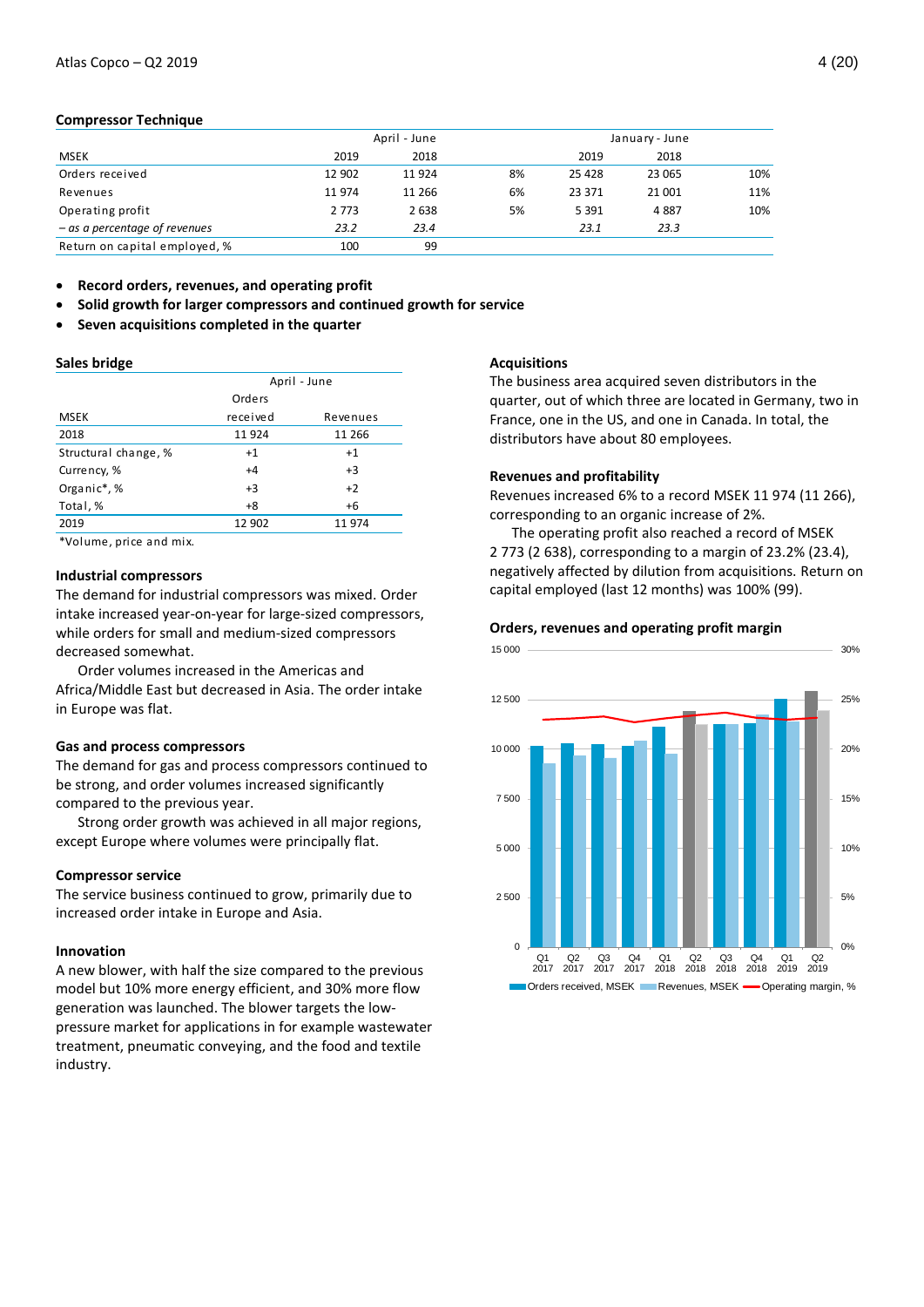## Compressor Technique

| MSEK | April - June | | | January - June | | |
|---|---|---|---|---|---|---|
| | 2019 | 2018 | | 2019 | 2018 | |
| Orders received | 12 902 | 11 924 | 8% | 25 428 | 23 065 | 10% |
| Revenues | 11 974 | 11 266 | 6% | 23 371 | 21 001 | 11% |
| Operating profit | 2 773 | 2 638 | 5% | 5 391 | 4 887 | 10% |
| *– as a percentage of revenues* | *23.2* | *23.4* | | *23.1* | *23.3* | |
| Return on capital employed, % | 100 | 99 | | | | |

- **Record orders, revenues, and operating profit**
- **Solid growth for larger compressors and continued growth for service**
- **Seven acquisitions completed in the quarter**

### Sales bridge

| MSEK | April - June | |
|---|---|---|
| | Orders received | Revenues |
| 2018 | 11 924 | 11 266 |
| Structural change, % | +1 | +1 |
| Currency, % | +4 | +3 |
| Organic*, % | +3 | +2 |
| Total, % | +8 | +6 |
| 2019 | 12 902 | 11 974 |

*Volume, price and mix.

### Industrial compressors

The demand for industrial compressors was mixed. Order intake increased year-on-year for large-sized compressors, while orders for small and medium-sized compressors decreased somewhat.

Order volumes increased in the Americas and Africa/Middle East but decreased in Asia. The order intake in Europe was flat.

### Gas and process compressors

The demand for gas and process compressors continued to be strong, and order volumes increased significantly compared to the previous year.

Strong order growth was achieved in all major regions, except Europe where volumes were principally flat.

### Compressor service

The service business continued to grow, primarily due to increased order intake in Europe and Asia.

### Innovation

A new blower, with half the size compared to the previous model but 10% more energy efficient, and 30% more flow generation was launched. The blower targets the low-pressure market for applications in for example wastewater treatment, pneumatic conveying, and the food and textile industry.

### Acquisitions

The business area acquired seven distributors in the quarter, out of which three are located in Germany, two in France, one in the US, and one in Canada. In total, the distributors have about 80 employees.

### Revenues and profitability

Revenues increased 6% to a record MSEK 11 974 (11 266), corresponding to an organic increase of 2%.

The operating profit also reached a record of MSEK 2 773 (2 638), corresponding to a margin of 23.2% (23.4), negatively affected by dilution from acquisitions. Return on capital employed (last 12 months) was 100% (99).

### Orders, revenues and operating profit margin

Orders received, MSEK; Revenues, MSEK; Operating margin, %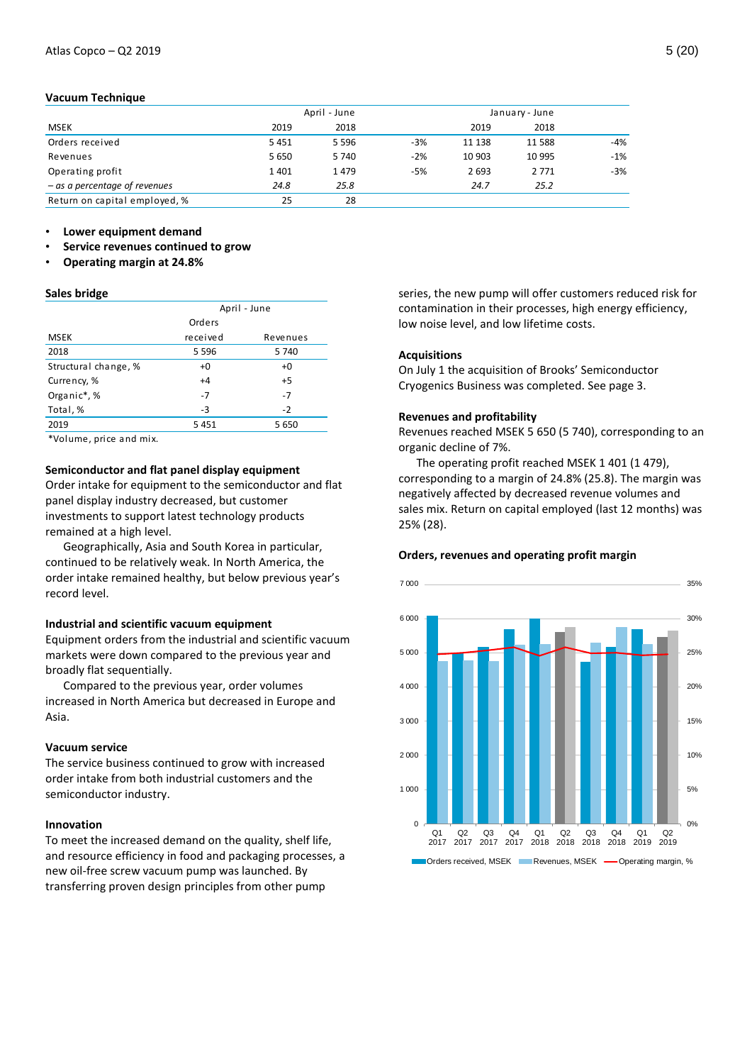## Vacuum Technique

| MSEK | April - June 2019 | April - June 2018 | | January - June 2019 | January - June 2018 | |
|---|---|---|---|---|---|---|
| Orders received | 5 451 | 5 596 | -3% | 11 138 | 11 588 | -4% |
| Revenues | 5 650 | 5 740 | -2% | 10 903 | 10 995 | -1% |
| Operating profit | 1 401 | 1 479 | -5% | 2 693 | 2 771 | -3% |
| *– as a percentage of revenues* | *24.8* | *25.8* | | *24.7* | *25.2* | |
| Return on capital employed, % | 25 | 28 | | | | |

- **Lower equipment demand**
- **Service revenues continued to grow**
- **Operating margin at 24.8%**

### Sales bridge

| MSEK | April - June Orders received | April - June Revenues |
|---|---|---|
| 2018 | 5 596 | 5 740 |
| Structural change, % | +0 | +0 |
| Currency, % | +4 | +5 |
| Organic*, % | -7 | -7 |
| Total, % | -3 | -2 |
| 2019 | 5 451 | 5 650 |

*Volume, price and mix.

### Semiconductor and flat panel display equipment

Order intake for equipment to the semiconductor and flat panel display industry decreased, but customer investments to support latest technology products remained at a high level.

Geographically, Asia and South Korea in particular, continued to be relatively weak. In North America, the order intake remained healthy, but below previous year's record level.

### Industrial and scientific vacuum equipment

Equipment orders from the industrial and scientific vacuum markets were down compared to the previous year and broadly flat sequentially.

Compared to the previous year, order volumes increased in North America but decreased in Europe and Asia.

### Vacuum service

The service business continued to grow with increased order intake from both industrial customers and the semiconductor industry.

### Innovation

To meet the increased demand on the quality, shelf life, and resource efficiency in food and packaging processes, a new oil-free screw vacuum pump was launched. By transferring proven design principles from other pump series, the new pump will offer customers reduced risk for contamination in their processes, high energy efficiency, low noise level, and low lifetime costs.

### Acquisitions

On July 1 the acquisition of Brooks' Semiconductor Cryogenics Business was completed. See page 3.

### Revenues and profitability

Revenues reached MSEK 5 650 (5 740), corresponding to an organic decline of 7%.

The operating profit reached MSEK 1 401 (1 479), corresponding to a margin of 24.8% (25.8). The margin was negatively affected by decreased revenue volumes and sales mix. Return on capital employed (last 12 months) was 25% (28).

### Orders, revenues and operating profit margin

Legend: Orders received, MSEK; Revenues, MSEK; Operating margin, %

Quarters: Q1 2017, Q2 2017, Q3 2017, Q4 2017, Q1 2018, Q2 2018, Q3 2018, Q4 2018, Q1 2019, Q2 2019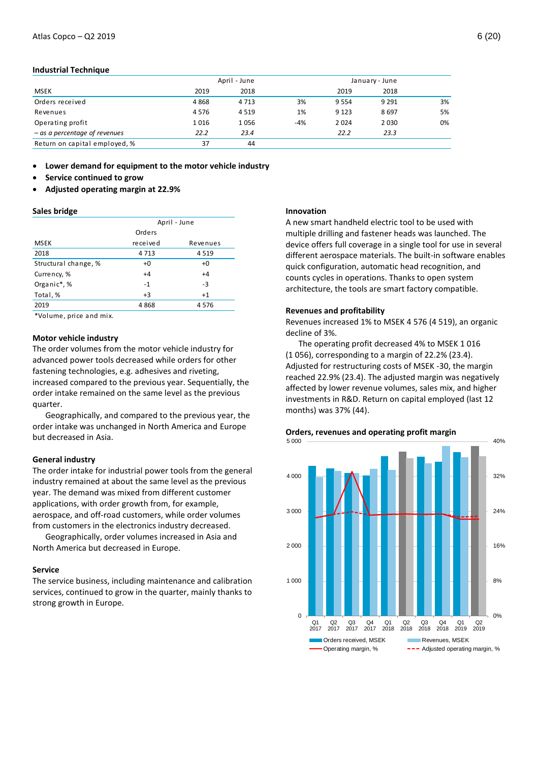## Industrial Technique

| MSEK | April - June 2019 | April - June 2018 | | January - June 2019 | January - June 2018 | |
|---|---|---|---|---|---|---|
| Orders received | 4 868 | 4 713 | 3% | 9 554 | 9 291 | 3% |
| Revenues | 4 576 | 4 519 | 1% | 9 123 | 8 697 | 5% |
| Operating profit | 1 016 | 1 056 | -4% | 2 024 | 2 030 | 0% |
| *– as a percentage of revenues* | *22.2* | *23.4* | | *22.2* | *23.3* | |
| Return on capital employed, % | 37 | 44 | | | | |

- **Lower demand for equipment to the motor vehicle industry**
- **Service continued to grow**
- **Adjusted operating margin at 22.9%**

### Sales bridge

| MSEK | April - June Orders received | April - June Revenues |
|---|---|---|
| 2018 | 4 713 | 4 519 |
| Structural change, % | +0 | +0 |
| Currency, % | +4 | +4 |
| Organic*, % | -1 | -3 |
| Total, % | +3 | +1 |
| 2019 | 4 868 | 4 576 |

*Volume, price and mix.

### Motor vehicle industry

The order volumes from the motor vehicle industry for advanced power tools decreased while orders for other fastening technologies, e.g. adhesives and riveting, increased compared to the previous year. Sequentially, the order intake remained on the same level as the previous quarter.

Geographically, and compared to the previous year, the order intake was unchanged in North America and Europe but decreased in Asia.

### General industry

The order intake for industrial power tools from the general industry remained at about the same level as the previous year. The demand was mixed from different customer applications, with order growth from, for example, aerospace, and off-road customers, while order volumes from customers in the electronics industry decreased.

Geographically, order volumes increased in Asia and North America but decreased in Europe.

### Service

The service business, including maintenance and calibration services, continued to grow in the quarter, mainly thanks to strong growth in Europe.

### Innovation

A new smart handheld electric tool to be used with multiple drilling and fastener heads was launched. The device offers full coverage in a single tool for use in several different aerospace materials. The built-in software enables quick configuration, automatic head recognition, and counts cycles in operations. Thanks to open system architecture, the tools are smart factory compatible.

### Revenues and profitability

Revenues increased 1% to MSEK 4 576 (4 519), an organic decline of 3%.

The operating profit decreased 4% to MSEK 1 016 (1 056), corresponding to a margin of 22.2% (23.4). Adjusted for restructuring costs of MSEK -30, the margin reached 22.9% (23.4). The adjusted margin was negatively affected by lower revenue volumes, sales mix, and higher investments in R&D. Return on capital employed (last 12 months) was 37% (44).

### Orders, revenues and operating profit margin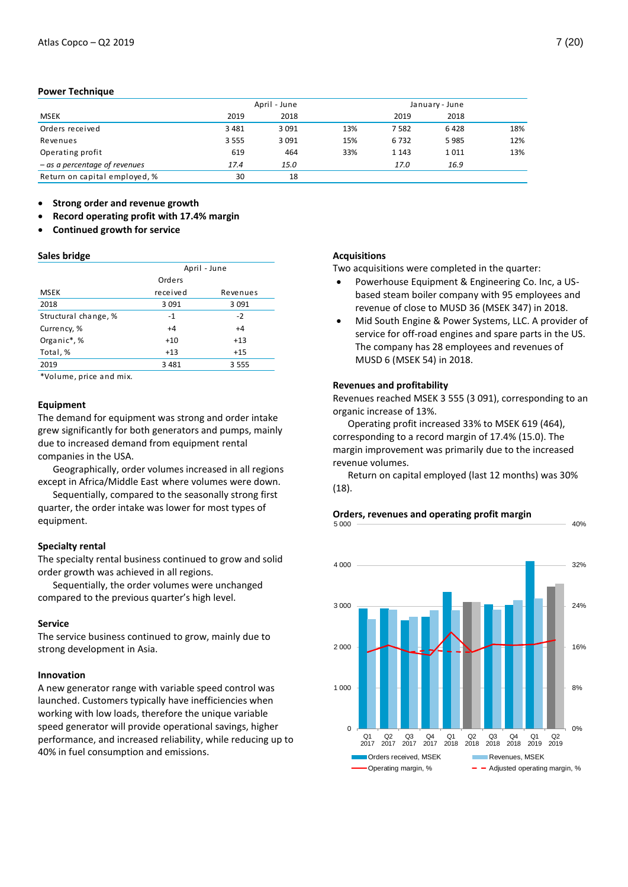## Power Technique

| | April - June | | | January - June | | |
|---|---|---|---|---|---|---|
| MSEK | 2019 | 2018 | | 2019 | 2018 | |
| Orders received | 3 481 | 3 091 | 13% | 7 582 | 6 428 | 18% |
| Revenues | 3 555 | 3 091 | 15% | 6 732 | 5 985 | 12% |
| Operating profit | 619 | 464 | 33% | 1 143 | 1 011 | 13% |
| *– as a percentage of revenues* | *17.4* | *15.0* | | *17.0* | *16.9* | |
| Return on capital employed, % | 30 | 18 | | | | |

- **Strong order and revenue growth**
- **Record operating profit with 17.4% margin**
- **Continued growth for service**

### Sales bridge

| | April - June | |
|---|---|---|
| MSEK | Orders received | Revenues |
| 2018 | 3 091 | 3 091 |
| Structural change, % | -1 | -2 |
| Currency, % | +4 | +4 |
| Organic*, % | +10 | +13 |
| Total, % | +13 | +15 |
| 2019 | 3 481 | 3 555 |

*Volume, price and mix.

### Equipment

The demand for equipment was strong and order intake grew significantly for both generators and pumps, mainly due to increased demand from equipment rental companies in the USA.

Geographically, order volumes increased in all regions except in Africa/Middle East where volumes were down.

Sequentially, compared to the seasonally strong first quarter, the order intake was lower for most types of equipment.

### Specialty rental

The specialty rental business continued to grow and solid order growth was achieved in all regions.

Sequentially, the order volumes were unchanged compared to the previous quarter's high level.

### Service

The service business continued to grow, mainly due to strong development in Asia.

### Innovation

A new generator range with variable speed control was launched. Customers typically have inefficiencies when working with low loads, therefore the unique variable speed generator will provide operational savings, higher performance, and increased reliability, while reducing up to 40% in fuel consumption and emissions.

### Acquisitions

Two acquisitions were completed in the quarter:

- Powerhouse Equipment & Engineering Co. Inc, a US-based steam boiler company with 95 employees and revenue of close to MUSD 36 (MSEK 347) in 2018.
- Mid South Engine & Power Systems, LLC. A provider of service for off-road engines and spare parts in the US. The company has 28 employees and revenues of MUSD 6 (MSEK 54) in 2018.

### Revenues and profitability

Revenues reached MSEK 3 555 (3 091), corresponding to an organic increase of 13%.

Operating profit increased 33% to MSEK 619 (464), corresponding to a record margin of 17.4% (15.0). The margin improvement was primarily due to the increased revenue volumes.

Return on capital employed (last 12 months) was 30% (18).

### Orders, revenues and operating profit margin

Orders received, MSEK; Revenues, MSEK; Operating margin, %; Adjusted operating margin, %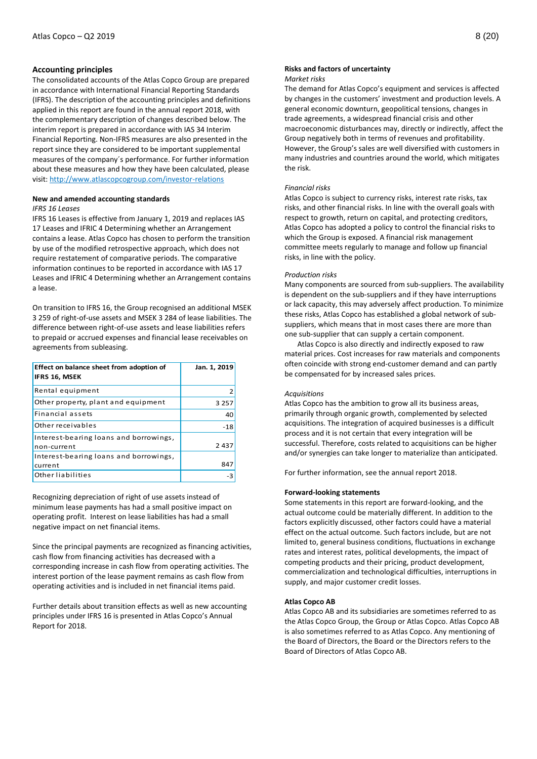## Accounting principles

The consolidated accounts of the Atlas Copco Group are prepared in accordance with International Financial Reporting Standards (IFRS). The description of the accounting principles and definitions applied in this report are found in the annual report 2018, with the complementary description of changes described below. The interim report is prepared in accordance with IAS 34 Interim Financial Reporting. Non-IFRS measures are also presented in the report since they are considered to be important supplemental measures of the company´s performance. For further information about these measures and how they have been calculated, please visit: http://www.atlascopcogroup.com/investor-relations

### New and amended accounting standards

*IFRS 16 Leases*

IFRS 16 Leases is effective from January 1, 2019 and replaces IAS 17 Leases and IFRIC 4 Determining whether an Arrangement contains a lease. Atlas Copco has chosen to perform the transition by use of the modified retrospective approach, which does not require restatement of comparative periods. The comparative information continues to be reported in accordance with IAS 17 Leases and IFRIC 4 Determining whether an Arrangement contains a lease.

On transition to IFRS 16, the Group recognised an additional MSEK 3 259 of right-of-use assets and MSEK 3 284 of lease liabilities. The difference between right-of-use assets and lease liabilities refers to prepaid or accrued expenses and financial lease receivables on agreements from subleasing.

| Effect on balance sheet from adoption of IFRS 16, MSEK | Jan. 1, 2019 |
|---|---|
| Rental equipment | 2 |
| Other property, plant and equipment | 3 257 |
| Financial assets | 40 |
| Other receivables | -18 |
| Interest-bearing loans and borrowings, non-current | 2 437 |
| Interest-bearing loans and borrowings, current | 847 |
| Other liabilities | -3 |

Recognizing depreciation of right of use assets instead of minimum lease payments has had a small positive impact on operating profit. Interest on lease liabilities has had a small negative impact on net financial items.

Since the principal payments are recognized as financing activities, cash flow from financing activities has decreased with a corresponding increase in cash flow from operating activities. The interest portion of the lease payment remains as cash flow from operating activities and is included in net financial items paid.

Further details about transition effects as well as new accounting principles under IFRS 16 is presented in Atlas Copco's Annual Report for 2018.

### Risks and factors of uncertainty

*Market risks*

The demand for Atlas Copco's equipment and services is affected by changes in the customers' investment and production levels. A general economic downturn, geopolitical tensions, changes in trade agreements, a widespread financial crisis and other macroeconomic disturbances may, directly or indirectly, affect the Group negatively both in terms of revenues and profitability. However, the Group's sales are well diversified with customers in many industries and countries around the world, which mitigates the risk.

*Financial risks*

Atlas Copco is subject to currency risks, interest rate risks, tax risks, and other financial risks. In line with the overall goals with respect to growth, return on capital, and protecting creditors, Atlas Copco has adopted a policy to control the financial risks to which the Group is exposed. A financial risk management committee meets regularly to manage and follow up financial risks, in line with the policy.

*Production risks*

Many components are sourced from sub-suppliers. The availability is dependent on the sub-suppliers and if they have interruptions or lack capacity, this may adversely affect production. To minimize these risks, Atlas Copco has established a global network of sub-suppliers, which means that in most cases there are more than one sub-supplier that can supply a certain component.

Atlas Copco is also directly and indirectly exposed to raw material prices. Cost increases for raw materials and components often coincide with strong end-customer demand and can partly be compensated for by increased sales prices.

*Acquisitions*

Atlas Copco has the ambition to grow all its business areas, primarily through organic growth, complemented by selected acquisitions. The integration of acquired businesses is a difficult process and it is not certain that every integration will be successful. Therefore, costs related to acquisitions can be higher and/or synergies can take longer to materialize than anticipated.

For further information, see the annual report 2018.

### Forward-looking statements

Some statements in this report are forward-looking, and the actual outcome could be materially different. In addition to the factors explicitly discussed, other factors could have a material effect on the actual outcome. Such factors include, but are not limited to, general business conditions, fluctuations in exchange rates and interest rates, political developments, the impact of competing products and their pricing, product development, commercialization and technological difficulties, interruptions in supply, and major customer credit losses.

### Atlas Copco AB

Atlas Copco AB and its subsidiaries are sometimes referred to as the Atlas Copco Group, the Group or Atlas Copco. Atlas Copco AB is also sometimes referred to as Atlas Copco. Any mentioning of the Board of Directors, the Board or the Directors refers to the Board of Directors of Atlas Copco AB.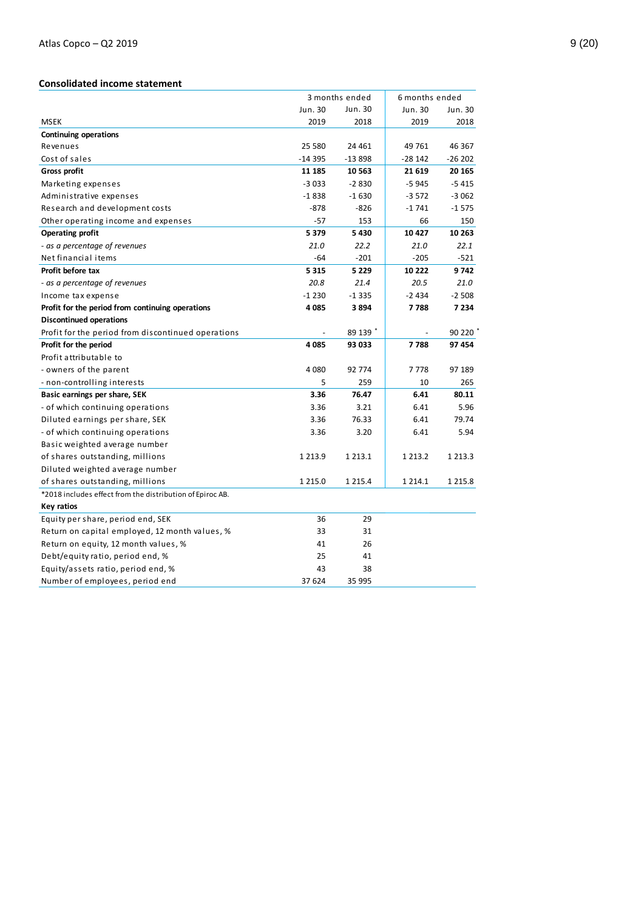## Consolidated income statement

| | 3 months ended | | 6 months ended | |
|---|---|---|---|---|
| | Jun. 30 | Jun. 30 | Jun. 30 | Jun. 30 |
| MSEK | 2019 | 2018 | 2019 | 2018 |
| **Continuing operations** | | | | |
| Revenues | 25 580 | 24 461 | 49 761 | 46 367 |
| Cost of sales | -14 395 | -13 898 | -28 142 | -26 202 |
| **Gross profit** | **11 185** | **10 563** | **21 619** | **20 165** |
| Marketing expenses | -3 033 | -2 830 | -5 945 | -5 415 |
| Administrative expenses | -1 838 | -1 630 | -3 572 | -3 062 |
| Research and development costs | -878 | -826 | -1 741 | -1 575 |
| Other operating income and expenses | -57 | 153 | 66 | 150 |
| **Operating profit** | **5 379** | **5 430** | **10 427** | **10 263** |
| *- as a percentage of revenues* | *21.0* | *22.2* | *21.0* | *22.1* |
| Net financial items | -64 | -201 | -205 | -521 |
| **Profit before tax** | **5 315** | **5 229** | **10 222** | **9 742** |
| *- as a percentage of revenues* | *20.8* | *21.4* | *20.5* | *21.0* |
| Income tax expense | -1 230 | -1 335 | -2 434 | -2 508 |
| **Profit for the period from continuing operations** | **4 085** | **3 894** | **7 788** | **7 234** |
| **Discontinued operations** | | | | |
| Profit for the period from discontinued operations | - | 89 139 * | - | 90 220 * |
| **Profit for the period** | **4 085** | **93 033** | **7 788** | **97 454** |
| Profit attributable to | | | | |
| - owners of the parent | 4 080 | 92 774 | 7 778 | 97 189 |
| - non-controlling interests | 5 | 259 | 10 | 265 |
| **Basic earnings per share, SEK** | **3.36** | **76.47** | **6.41** | **80.11** |
| - of which continuing operations | 3.36 | 3.21 | 6.41 | 5.96 |
| Diluted earnings per share, SEK | 3.36 | 76.33 | 6.41 | 79.74 |
| - of which continuing operations | 3.36 | 3.20 | 6.41 | 5.94 |
| Basic weighted average number of shares outstanding, millions | 1 213.9 | 1 213.1 | 1 213.2 | 1 213.3 |
| Diluted weighted average number of shares outstanding, millions | 1 215.0 | 1 215.4 | 1 214.1 | 1 215.8 |

*2018 includes effect from the distribution of Epiroc AB.

| **Key ratios** | | |
|---|---|---|
| Equity per share, period end, SEK | 36 | 29 |
| Return on capital employed, 12 month values, % | 33 | 31 |
| Return on equity, 12 month values, % | 41 | 26 |
| Debt/equity ratio, period end, % | 25 | 41 |
| Equity/assets ratio, period end, % | 43 | 38 |
| Number of employees, period end | 37 624 | 35 995 |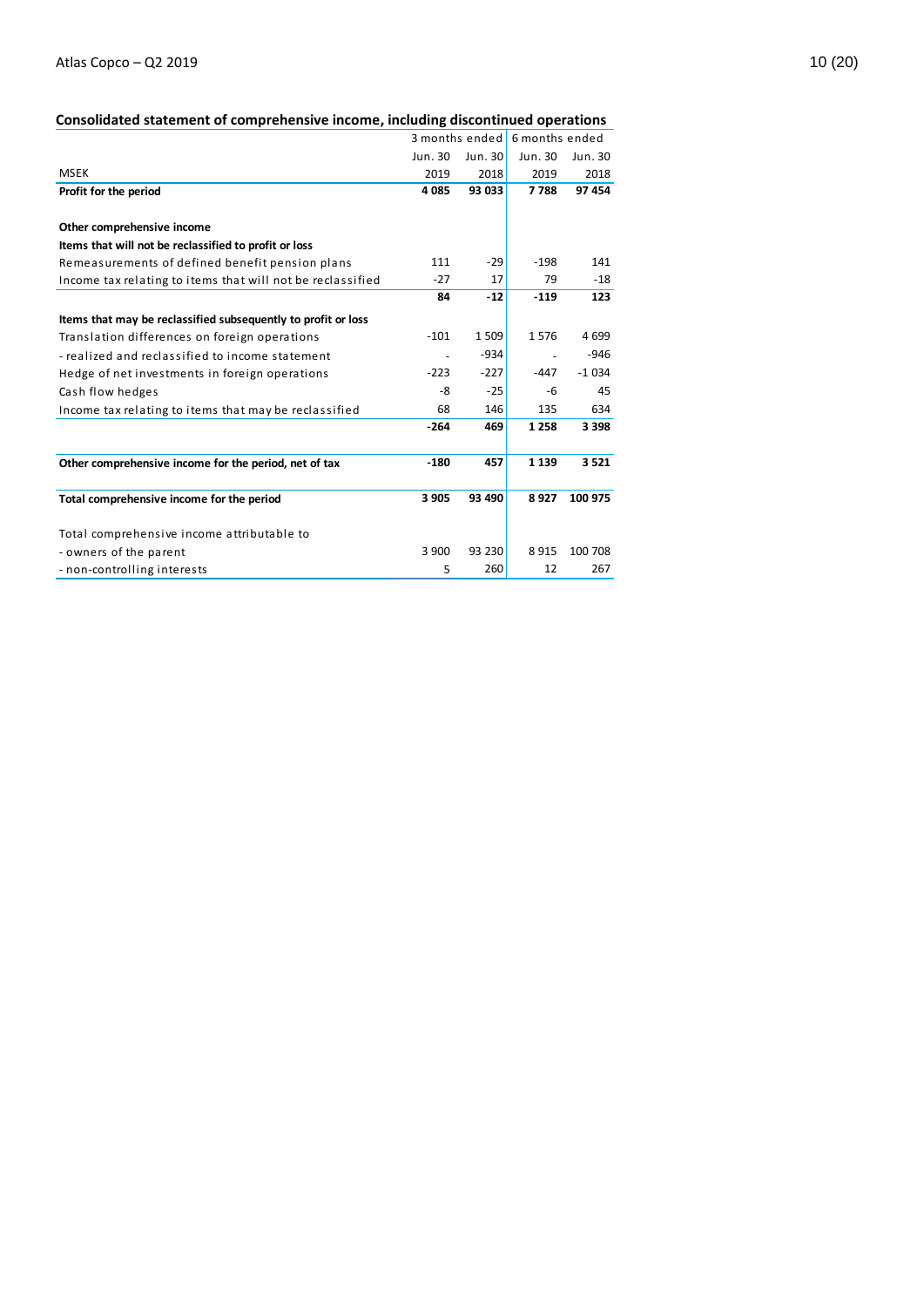## Consolidated statement of comprehensive income, including discontinued operations

| | 3 months ended | | 6 months ended | |
|---|---|---|---|---|
| | Jun. 30 | Jun. 30 | Jun. 30 | Jun. 30 |
| MSEK | 2019 | 2018 | 2019 | 2018 |
| **Profit for the period** | **4 085** | **93 033** | **7 788** | **97 454** |
| | | | | |
| **Other comprehensive income** | | | | |
| **Items that will not be reclassified to profit or loss** | | | | |
| Remeasurements of defined benefit pension plans | 111 | -29 | -198 | 141 |
| Income tax relating to items that will not be reclassified | -27 | 17 | 79 | -18 |
| | **84** | **-12** | **-119** | **123** |
| **Items that may be reclassified subsequently to profit or loss** | | | | |
| Translation differences on foreign operations | -101 | 1 509 | 1 576 | 4 699 |
| - realized and reclassified to income statement | - | -934 | - | -946 |
| Hedge of net investments in foreign operations | -223 | -227 | -447 | -1 034 |
| Cash flow hedges | -8 | -25 | -6 | 45 |
| Income tax relating to items that may be reclassified | 68 | 146 | 135 | 634 |
| | **-264** | **469** | **1 258** | **3 398** |
| | | | | |
| **Other comprehensive income for the period, net of tax** | **-180** | **457** | **1 139** | **3 521** |
| | | | | |
| **Total comprehensive income for the period** | **3 905** | **93 490** | **8 927** | **100 975** |
| | | | | |
| Total comprehensive income attributable to | | | | |
| - owners of the parent | 3 900 | 93 230 | 8 915 | 100 708 |
| - non-controlling interests | 5 | 260 | 12 | 267 |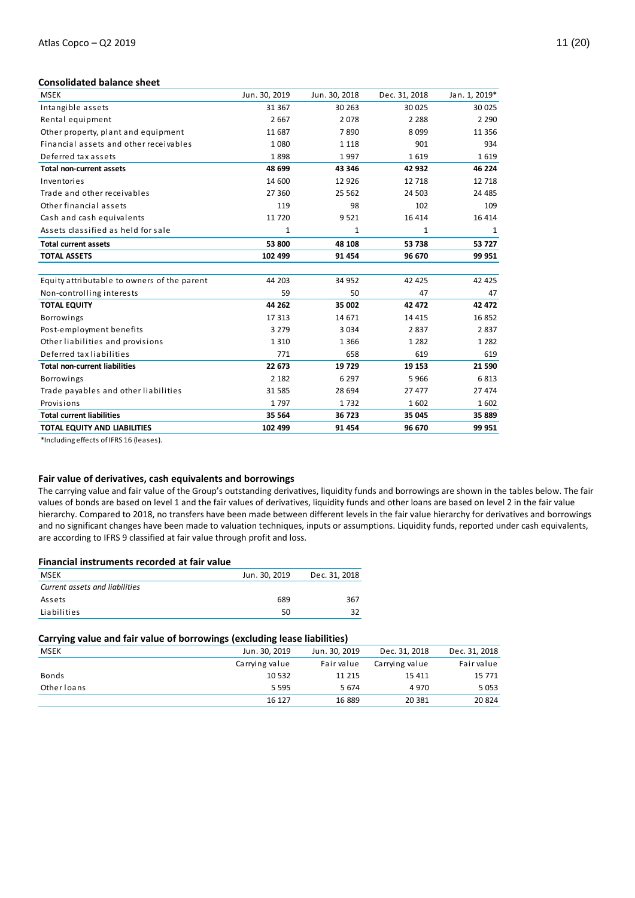## Consolidated balance sheet

| MSEK | Jun. 30, 2019 | Jun. 30, 2018 | Dec. 31, 2018 | Jan. 1, 2019* |
|---|---|---|---|---|
| Intangible assets | 31 367 | 30 263 | 30 025 | 30 025 |
| Rental equipment | 2 667 | 2 078 | 2 288 | 2 290 |
| Other property, plant and equipment | 11 687 | 7 890 | 8 099 | 11 356 |
| Financial assets and other receivables | 1 080 | 1 118 | 901 | 934 |
| Deferred tax assets | 1 898 | 1 997 | 1 619 | 1 619 |
| **Total non-current assets** | **48 699** | **43 346** | **42 932** | **46 224** |
| Inventories | 14 600 | 12 926 | 12 718 | 12 718 |
| Trade and other receivables | 27 360 | 25 562 | 24 503 | 24 485 |
| Other financial assets | 119 | 98 | 102 | 109 |
| Cash and cash equivalents | 11 720 | 9 521 | 16 414 | 16 414 |
| Assets classified as held for sale | 1 | 1 | 1 | 1 |
| **Total current assets** | **53 800** | **48 108** | **53 738** | **53 727** |
| **TOTAL ASSETS** | **102 499** | **91 454** | **96 670** | **99 951** |
| | | | | |
| Equity attributable to owners of the parent | 44 203 | 34 952 | 42 425 | 42 425 |
| Non-controlling interests | 59 | 50 | 47 | 47 |
| **TOTAL EQUITY** | **44 262** | **35 002** | **42 472** | **42 472** |
| Borrowings | 17 313 | 14 671 | 14 415 | 16 852 |
| Post-employment benefits | 3 279 | 3 034 | 2 837 | 2 837 |
| Other liabilities and provisions | 1 310 | 1 366 | 1 282 | 1 282 |
| Deferred tax liabilities | 771 | 658 | 619 | 619 |
| **Total non-current liabilities** | **22 673** | **19 729** | **19 153** | **21 590** |
| Borrowings | 2 182 | 6 297 | 5 966 | 6 813 |
| Trade payables and other liabilities | 31 585 | 28 694 | 27 477 | 27 474 |
| Provisions | 1 797 | 1 732 | 1 602 | 1 602 |
| **Total current liabilities** | **35 564** | **36 723** | **35 045** | **35 889** |
| **TOTAL EQUITY AND LIABILITIES** | **102 499** | **91 454** | **96 670** | **99 951** |

*Including effects of IFRS 16 (leases).

### Fair value of derivatives, cash equivalents and borrowings

The carrying value and fair value of the Group's outstanding derivatives, liquidity funds and borrowings are shown in the tables below. The fair values of bonds are based on level 1 and the fair values of derivatives, liquidity funds and other loans are based on level 2 in the fair value hierarchy. Compared to 2018, no transfers have been made between different levels in the fair value hierarchy for derivatives and borrowings and no significant changes have been made to valuation techniques, inputs or assumptions. Liquidity funds, reported under cash equivalents, are according to IFRS 9 classified at fair value through profit and loss.

### Financial instruments recorded at fair value

| MSEK | Jun. 30, 2019 | Dec. 31, 2018 |
|---|---|---|
| *Current assets and liabilities* | | |
| Assets | 689 | 367 |
| Liabilities | 50 | 32 |

### Carrying value and fair value of borrowings (excluding lease liabilities)

| MSEK | Jun. 30, 2019 | Jun. 30, 2019 | Dec. 31, 2018 | Dec. 31, 2018 |
|---|---|---|---|---|
| | Carrying value | Fair value | Carrying value | Fair value |
| Bonds | 10 532 | 11 215 | 15 411 | 15 771 |
| Other loans | 5 595 | 5 674 | 4 970 | 5 053 |
| | 16 127 | 16 889 | 20 381 | 20 824 |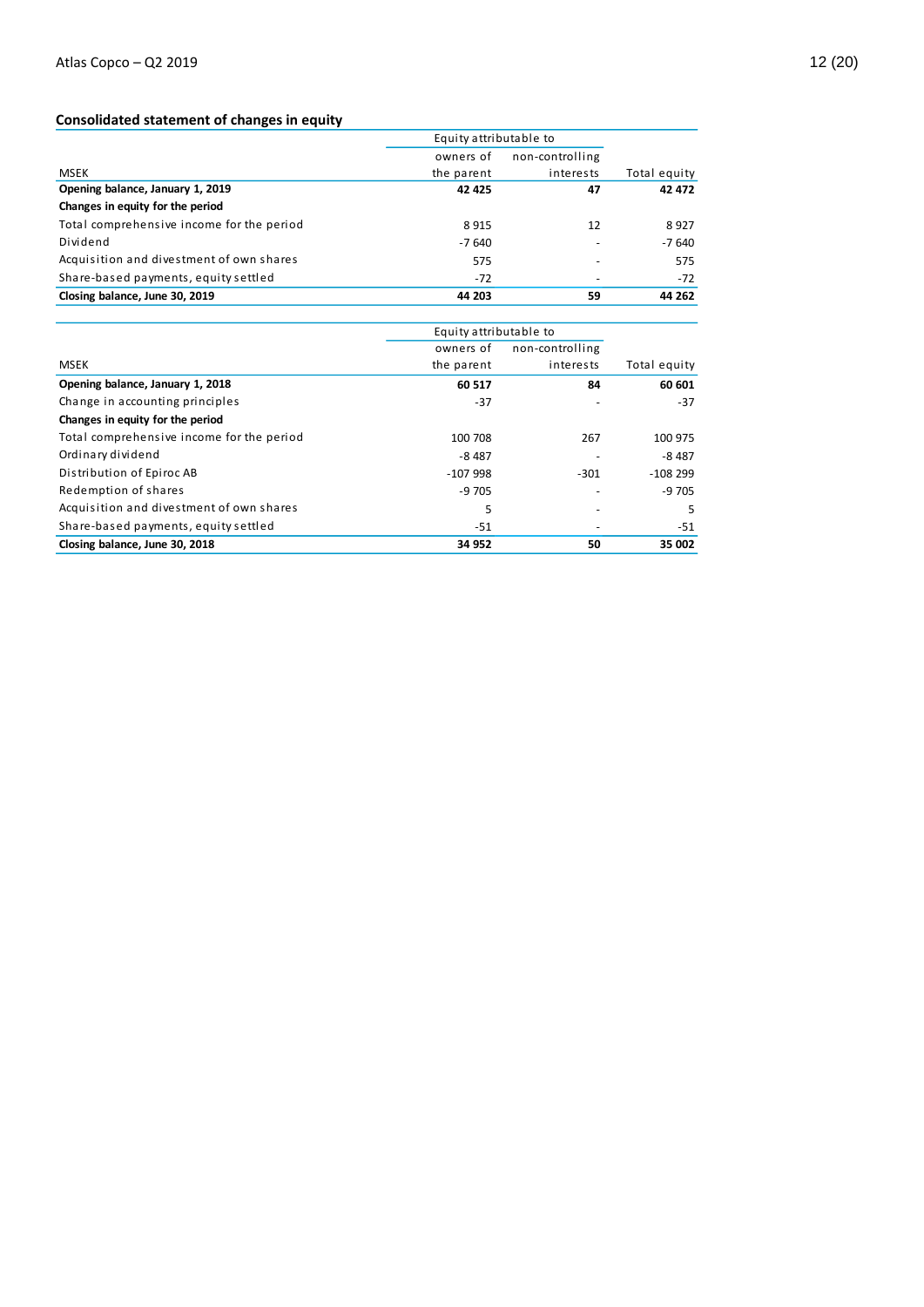## Consolidated statement of changes in equity

| MSEK | Equity attributable to owners of the parent | Equity attributable to non-controlling interests | Total equity |
|---|---|---|---|
| **Opening balance, January 1, 2019** | **42 425** | **47** | **42 472** |
| **Changes in equity for the period** | | | |
| Total comprehensive income for the period | 8 915 | 12 | 8 927 |
| Dividend | -7 640 | - | -7 640 |
| Acquisition and divestment of own shares | 575 | - | 575 |
| Share-based payments, equity settled | -72 | - | -72 |
| **Closing balance, June 30, 2019** | **44 203** | **59** | **44 262** |

| MSEK | Equity attributable to owners of the parent | Equity attributable to non-controlling interests | Total equity |
|---|---|---|---|
| **Opening balance, January 1, 2018** | **60 517** | **84** | **60 601** |
| Change in accounting principles | -37 | - | -37 |
| **Changes in equity for the period** | | | |
| Total comprehensive income for the period | 100 708 | 267 | 100 975 |
| Ordinary dividend | -8 487 | - | -8 487 |
| Distribution of Epiroc AB | -107 998 | -301 | -108 299 |
| Redemption of shares | -9 705 | - | -9 705 |
| Acquisition and divestment of own shares | 5 | - | 5 |
| Share-based payments, equity settled | -51 | - | -51 |
| **Closing balance, June 30, 2018** | **34 952** | **50** | **35 002** |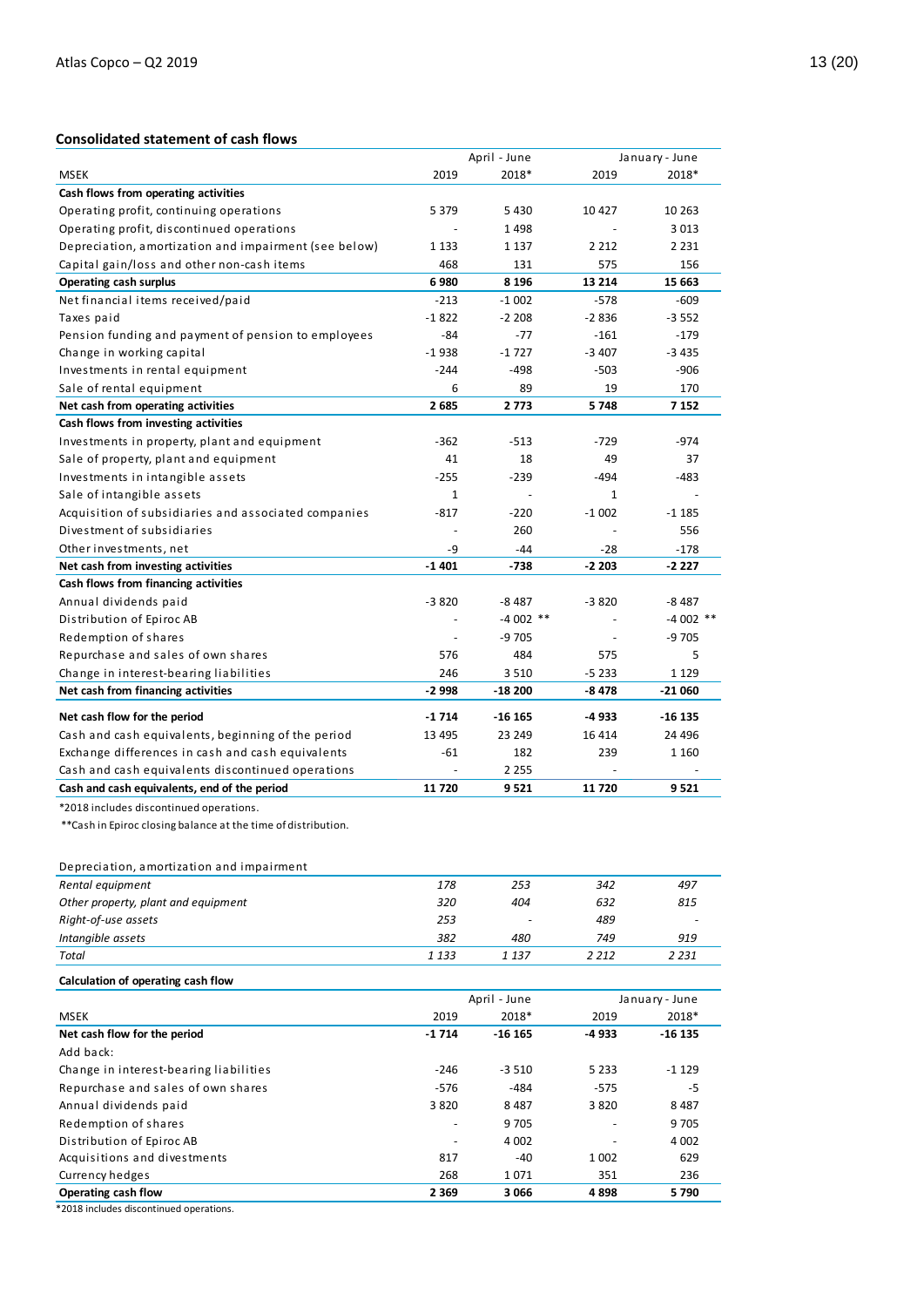### Consolidated statement of cash flows

| MSEK | April - June 2019 | April - June 2018* | January - June 2019 | January - June 2018* |
|---|---|---|---|---|
| **Cash flows from operating activities** | | | | |
| Operating profit, continuing operations | 5 379 | 5 430 | 10 427 | 10 263 |
| Operating profit, discontinued operations | - | 1 498 | - | 3 013 |
| Depreciation, amortization and impairment (see below) | 1 133 | 1 137 | 2 212 | 2 231 |
| Capital gain/loss and other non-cash items | 468 | 131 | 575 | 156 |
| **Operating cash surplus** | **6 980** | **8 196** | **13 214** | **15 663** |
| Net financial items received/paid | -213 | -1 002 | -578 | -609 |
| Taxes paid | -1 822 | -2 208 | -2 836 | -3 552 |
| Pension funding and payment of pension to employees | -84 | -77 | -161 | -179 |
| Change in working capital | -1 938 | -1 727 | -3 407 | -3 435 |
| Investments in rental equipment | -244 | -498 | -503 | -906 |
| Sale of rental equipment | 6 | 89 | 19 | 170 |
| **Net cash from operating activities** | **2 685** | **2 773** | **5 748** | **7 152** |
| **Cash flows from investing activities** | | | | |
| Investments in property, plant and equipment | -362 | -513 | -729 | -974 |
| Sale of property, plant and equipment | 41 | 18 | 49 | 37 |
| Investments in intangible assets | -255 | -239 | -494 | -483 |
| Sale of intangible assets | 1 | - | 1 | - |
| Acquisition of subsidiaries and associated companies | -817 | -220 | -1 002 | -1 185 |
| Divestment of subsidiaries | - | 260 | - | 556 |
| Other investments, net | -9 | -44 | -28 | -178 |
| **Net cash from investing activities** | **-1 401** | **-738** | **-2 203** | **-2 227** |
| **Cash flows from financing activities** | | | | |
| Annual dividends paid | -3 820 | -8 487 | -3 820 | -8 487 |
| Distribution of Epiroc AB | - | -4 002 ** | - | -4 002 ** |
| Redemption of shares | - | -9 705 | - | -9 705 |
| Repurchase and sales of own shares | 576 | 484 | 575 | 5 |
| Change in interest-bearing liabilities | 246 | 3 510 | -5 233 | 1 129 |
| **Net cash from financing activities** | **-2 998** | **-18 200** | **-8 478** | **-21 060** |
| **Net cash flow for the period** | **-1 714** | **-16 165** | **-4 933** | **-16 135** |
| Cash and cash equivalents, beginning of the period | 13 495 | 23 249 | 16 414 | 24 496 |
| Exchange differences in cash and cash equivalents | -61 | 182 | 239 | 1 160 |
| Cash and cash equivalents discontinued operations | - | 2 255 | - | - |
| **Cash and cash equivalents, end of the period** | **11 720** | **9 521** | **11 720** | **9 521** |

*2018 includes discontinued operations.

**Cash in Epiroc closing balance at the time of distribution.

| Depreciation, amortization and impairment | | | | |
|---|---|---|---|---|
| *Rental equipment* | *178* | *253* | *342* | *497* |
| *Other property, plant and equipment* | *320* | *404* | *632* | *815* |
| *Right-of-use assets* | *253* | *-* | *489* | *-* |
| *Intangible assets* | *382* | *480* | *749* | *919* |
| *Total* | *1 133* | *1 137* | *2 212* | *2 231* |

**Calculation of operating cash flow**

| MSEK | April - June 2019 | April - June 2018* | January - June 2019 | January - June 2018* |
|---|---|---|---|---|
| **Net cash flow for the period** | **-1 714** | **-16 165** | **-4 933** | **-16 135** |
| Add back: | | | | |
| Change in interest-bearing liabilities | -246 | -3 510 | 5 233 | -1 129 |
| Repurchase and sales of own shares | -576 | -484 | -575 | -5 |
| Annual dividends paid | 3 820 | 8 487 | 3 820 | 8 487 |
| Redemption of shares | - | 9 705 | - | 9 705 |
| Distribution of Epiroc AB | - | 4 002 | - | 4 002 |
| Acquisitions and divestments | 817 | -40 | 1 002 | 629 |
| Currency hedges | 268 | 1 071 | 351 | 236 |
| **Operating cash flow** | **2 369** | **3 066** | **4 898** | **5 790** |

*2018 includes discontinued operations.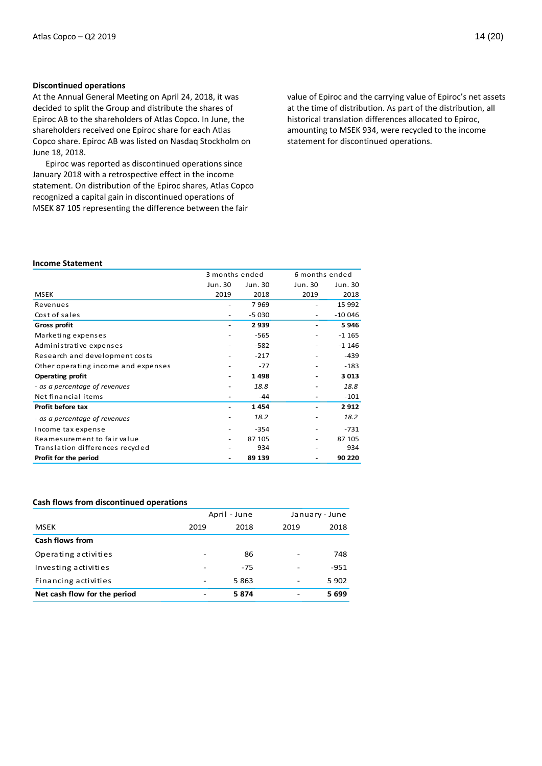## Discontinued operations

At the Annual General Meeting on April 24, 2018, it was decided to split the Group and distribute the shares of Epiroc AB to the shareholders of Atlas Copco. In June, the shareholders received one Epiroc share for each Atlas Copco share. Epiroc AB was listed on Nasdaq Stockholm on June 18, 2018.

Epiroc was reported as discontinued operations since January 2018 with a retrospective effect in the income statement. On distribution of the Epiroc shares, Atlas Copco recognized a capital gain in discontinued operations of MSEK 87 105 representing the difference between the fair value of Epiroc and the carrying value of Epiroc's net assets at the time of distribution. As part of the distribution, all historical translation differences allocated to Epiroc, amounting to MSEK 934, were recycled to the income statement for discontinued operations.

### Income Statement

| | 3 months ended | | 6 months ended | |
|---|---|---|---|---|
| | Jun. 30 | Jun. 30 | Jun. 30 | Jun. 30 |
| MSEK | 2019 | 2018 | 2019 | 2018 |
| Revenues | - | 7 969 | - | 15 992 |
| Cost of sales | - | -5 030 | - | -10 046 |
| **Gross profit** | **-** | **2 939** | **-** | **5 946** |
| Marketing expenses | - | -565 | - | -1 165 |
| Administrative expenses | - | -582 | - | -1 146 |
| Research and development costs | - | -217 | - | -439 |
| Other operating income and expenses | - | -77 | - | -183 |
| **Operating profit** | **-** | **1 498** | **-** | **3 013** |
| *- as a percentage of revenues* | - | *18.8* | - | *18.8* |
| Net financial items | - | -44 | - | -101 |
| **Profit before tax** | **-** | **1 454** | **-** | **2 912** |
| *- as a percentage of revenues* | - | *18.2* | - | *18.2* |
| Income tax expense | - | -354 | - | -731 |
| Reamesurement to fair value | - | 87 105 | - | 87 105 |
| Translation differences recycled | - | 934 | - | 934 |
| **Profit for the period** | **-** | **89 139** | **-** | **90 220** |

### Cash flows from discontinued operations

| | April - June | | January - June | |
|---|---|---|---|---|
| MSEK | 2019 | 2018 | 2019 | 2018 |
| **Cash flows from** | | | | |
| Operating activities | - | 86 | - | 748 |
| Investing activities | - | -75 | - | -951 |
| Financing activities | - | 5 863 | - | 5 902 |
| **Net cash flow for the period** | - | **5 874** | - | **5 699** |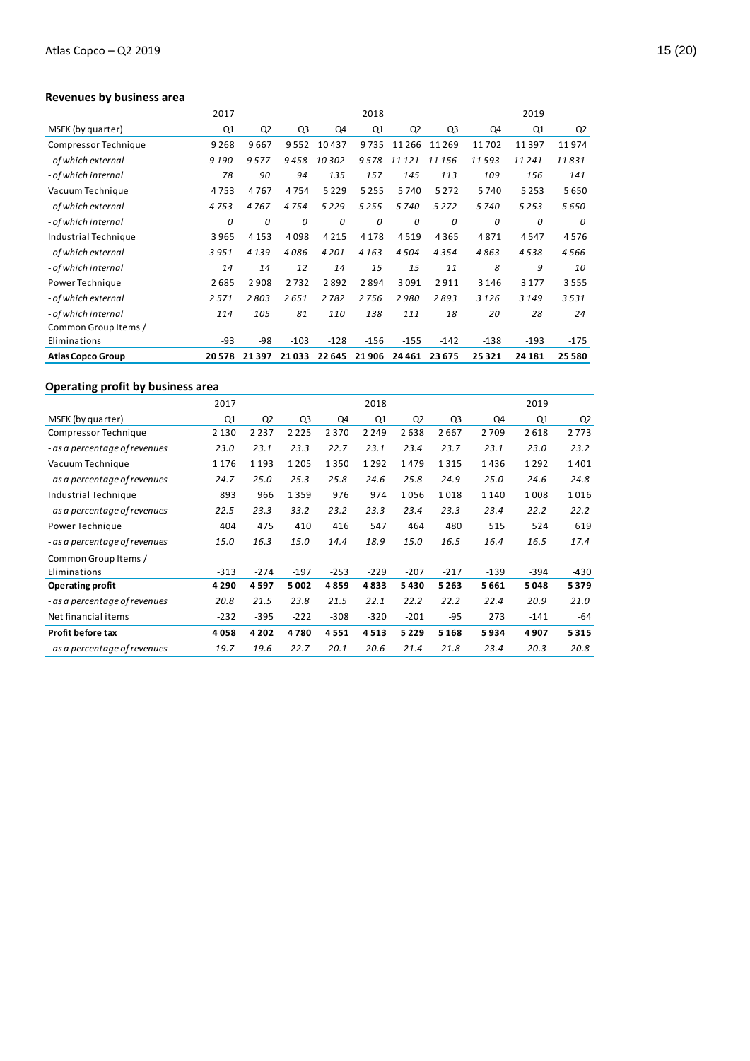## Revenues by business area

| | 2017 | | | | 2018 | | | | 2019 | |
|---|---|---|---|---|---|---|---|---|---|---|
| MSEK (by quarter) | Q1 | Q2 | Q3 | Q4 | Q1 | Q2 | Q3 | Q4 | Q1 | Q2 |
| Compressor Technique | 9 268 | 9 667 | 9 552 | 10 437 | 9 735 | 11 266 | 11 269 | 11 702 | 11 397 | 11 974 |
| *- of which external* | *9 190* | *9 577* | *9 458* | *10 302* | *9 578* | *11 121* | *11 156* | *11 593* | *11 241* | *11 831* |
| *- of which internal* | *78* | *90* | *94* | *135* | *157* | *145* | *113* | *109* | *156* | *141* |
| Vacuum Technique | 4 753 | 4 767 | 4 754 | 5 229 | 5 255 | 5 740 | 5 272 | 5 740 | 5 253 | 5 650 |
| *- of which external* | *4 753* | *4 767* | *4 754* | *5 229* | *5 255* | *5 740* | *5 272* | *5 740* | *5 253* | *5 650* |
| *- of which internal* | *0* | *0* | *0* | *0* | *0* | *0* | *0* | *0* | *0* | *0* |
| Industrial Technique | 3 965 | 4 153 | 4 098 | 4 215 | 4 178 | 4 519 | 4 365 | 4 871 | 4 547 | 4 576 |
| *- of which external* | *3 951* | *4 139* | *4 086* | *4 201* | *4 163* | *4 504* | *4 354* | *4 863* | *4 538* | *4 566* |
| *- of which internal* | *14* | *14* | *12* | *14* | *15* | *15* | *11* | *8* | *9* | *10* |
| Power Technique | 2 685 | 2 908 | 2 732 | 2 892 | 2 894 | 3 091 | 2 911 | 3 146 | 3 177 | 3 555 |
| *- of which external* | *2 571* | *2 803* | *2 651* | *2 782* | *2 756* | *2 980* | *2 893* | *3 126* | *3 149* | *3 531* |
| *- of which internal* | *114* | *105* | *81* | *110* | *138* | *111* | *18* | *20* | *28* | *24* |
| Common Group Items / Eliminations | -93 | -98 | -103 | -128 | -156 | -155 | -142 | -138 | -193 | -175 |
| **Atlas Copco Group** | **20 578** | **21 397** | **21 033** | **22 645** | **21 906** | **24 461** | **23 675** | **25 321** | **24 181** | **25 580** |

## Operating profit by business area

| | 2017 | | | | 2018 | | | | 2019 | |
|---|---|---|---|---|---|---|---|---|---|---|
| MSEK (by quarter) | Q1 | Q2 | Q3 | Q4 | Q1 | Q2 | Q3 | Q4 | Q1 | Q2 |
| Compressor Technique | 2 130 | 2 237 | 2 225 | 2 370 | 2 249 | 2 638 | 2 667 | 2 709 | 2 618 | 2 773 |
| *- as a percentage of revenues* | *23.0* | *23.1* | *23.3* | *22.7* | *23.1* | *23.4* | *23.7* | *23.1* | *23.0* | *23.2* |
| Vacuum Technique | 1 176 | 1 193 | 1 205 | 1 350 | 1 292 | 1 479 | 1 315 | 1 436 | 1 292 | 1 401 |
| *- as a percentage of revenues* | *24.7* | *25.0* | *25.3* | *25.8* | *24.6* | *25.8* | *24.9* | *25.0* | *24.6* | *24.8* |
| Industrial Technique | 893 | 966 | 1 359 | 976 | 974 | 1 056 | 1 018 | 1 140 | 1 008 | 1 016 |
| *- as a percentage of revenues* | *22.5* | *23.3* | *33.2* | *23.2* | *23.3* | *23.4* | *23.3* | *23.4* | *22.2* | *22.2* |
| Power Technique | 404 | 475 | 410 | 416 | 547 | 464 | 480 | 515 | 524 | 619 |
| *- as a percentage of revenues* | *15.0* | *16.3* | *15.0* | *14.4* | *18.9* | *15.0* | *16.5* | *16.4* | *16.5* | *17.4* |
| Common Group Items / Eliminations | -313 | -274 | -197 | -253 | -229 | -207 | -217 | -139 | -394 | -430 |
| **Operating profit** | **4 290** | **4 597** | **5 002** | **4 859** | **4 833** | **5 430** | **5 263** | **5 661** | **5 048** | **5 379** |
| *- as a percentage of revenues* | *20.8* | *21.5* | *23.8* | *21.5* | *22.1* | *22.2* | *22.2* | *22.4* | *20.9* | *21.0* |
| Net financial items | -232 | -395 | -222 | -308 | -320 | -201 | -95 | 273 | -141 | -64 |
| **Profit before tax** | **4 058** | **4 202** | **4 780** | **4 551** | **4 513** | **5 229** | **5 168** | **5 934** | **4 907** | **5 315** |
| *- as a percentage of revenues* | *19.7* | *19.6* | *22.7* | *20.1* | *20.6* | *21.4* | *21.8* | *23.4* | *20.3* | *20.8* |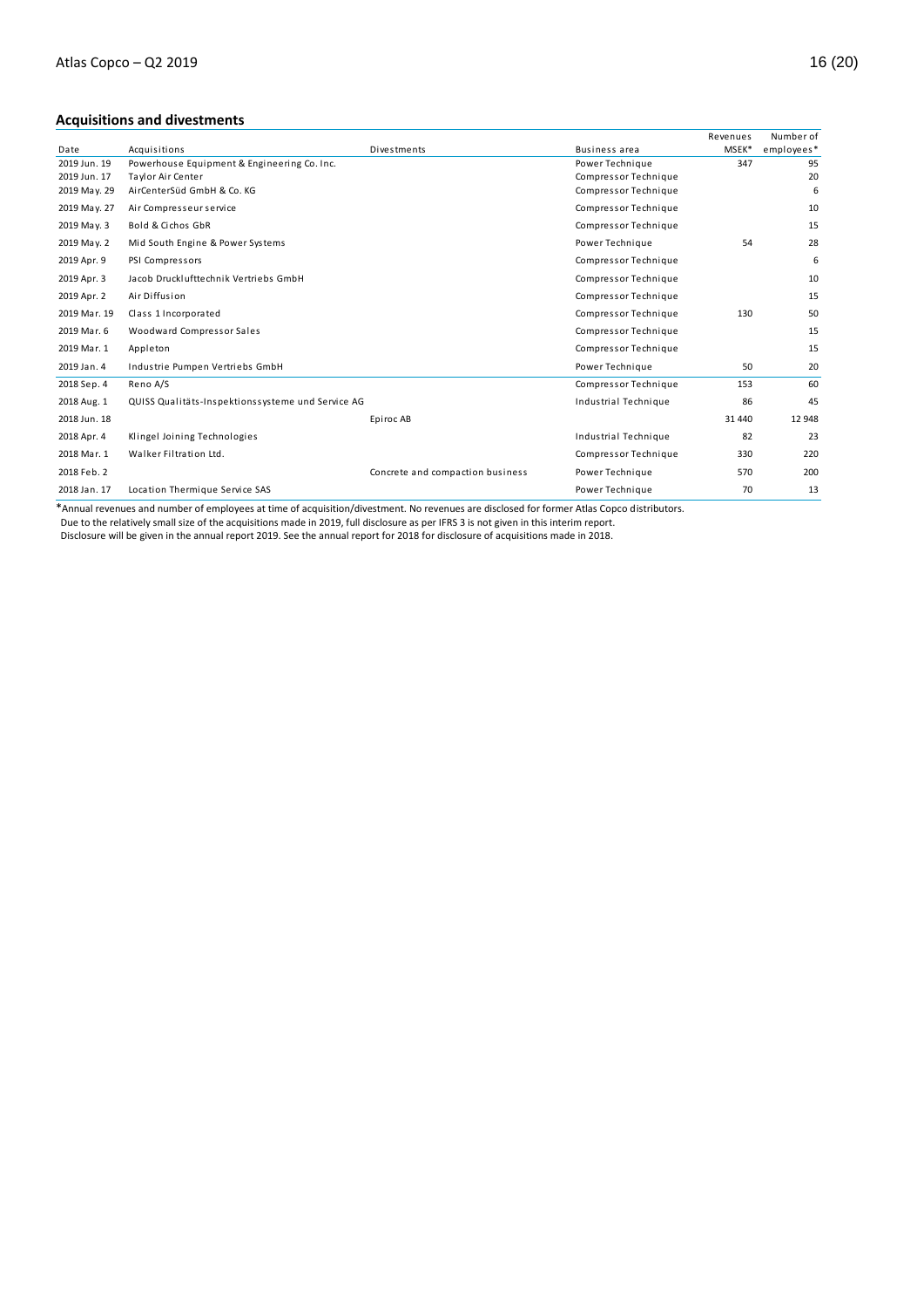## Acquisitions and divestments

| Date | Acquisitions | Divestments | Business area | Revenues MSEK* | Number of employees* |
|---|---|---|---|---|---|
| 2019 Jun. 19 | Powerhouse Equipment & Engineering Co. Inc. | | Power Technique | 347 | 95 |
| 2019 Jun. 17 | Taylor Air Center | | Compressor Technique | | 20 |
| 2019 May. 29 | AirCenterSüd GmbH & Co. KG | | Compressor Technique | | 6 |
| 2019 May. 27 | Air Compresseur service | | Compressor Technique | | 10 |
| 2019 May. 3 | Bold & Cichos GbR | | Compressor Technique | | 15 |
| 2019 May. 2 | Mid South Engine & Power Systems | | Power Technique | 54 | 28 |
| 2019 Apr. 9 | PSI Compressors | | Compressor Technique | | 6 |
| 2019 Apr. 3 | Jacob Drucklufttechnik Vertriebs GmbH | | Compressor Technique | | 10 |
| 2019 Apr. 2 | Air Diffusion | | Compressor Technique | | 15 |
| 2019 Mar. 19 | Class 1 Incorporated | | Compressor Technique | 130 | 50 |
| 2019 Mar. 6 | Woodward Compressor Sales | | Compressor Technique | | 15 |
| 2019 Mar. 1 | Appleton | | Compressor Technique | | 15 |
| 2019 Jan. 4 | Industrie Pumpen Vertriebs GmbH | | Power Technique | 50 | 20 |
| 2018 Sep. 4 | Reno A/S | | Compressor Technique | 153 | 60 |
| 2018 Aug. 1 | QUISS Qualitäts-Inspektionssysteme und Service AG | | Industrial Technique | 86 | 45 |
| 2018 Jun. 18 | | Epiroc AB | | 31 440 | 12 948 |
| 2018 Apr. 4 | Klingel Joining Technologies | | Industrial Technique | 82 | 23 |
| 2018 Mar. 1 | Walker Filtration Ltd. | | Compressor Technique | 330 | 220 |
| 2018 Feb. 2 | | Concrete and compaction business | Power Technique | 570 | 200 |
| 2018 Jan. 17 | Location Thermique Service SAS | | Power Technique | 70 | 13 |

*Annual revenues and number of employees at time of acquisition/divestment. No revenues are disclosed for former Atlas Copco distributors.
Due to the relatively small size of the acquisitions made in 2019, full disclosure as per IFRS 3 is not given in this interim report.
Disclosure will be given in the annual report 2019. See the annual report for 2018 for disclosure of acquisitions made in 2018.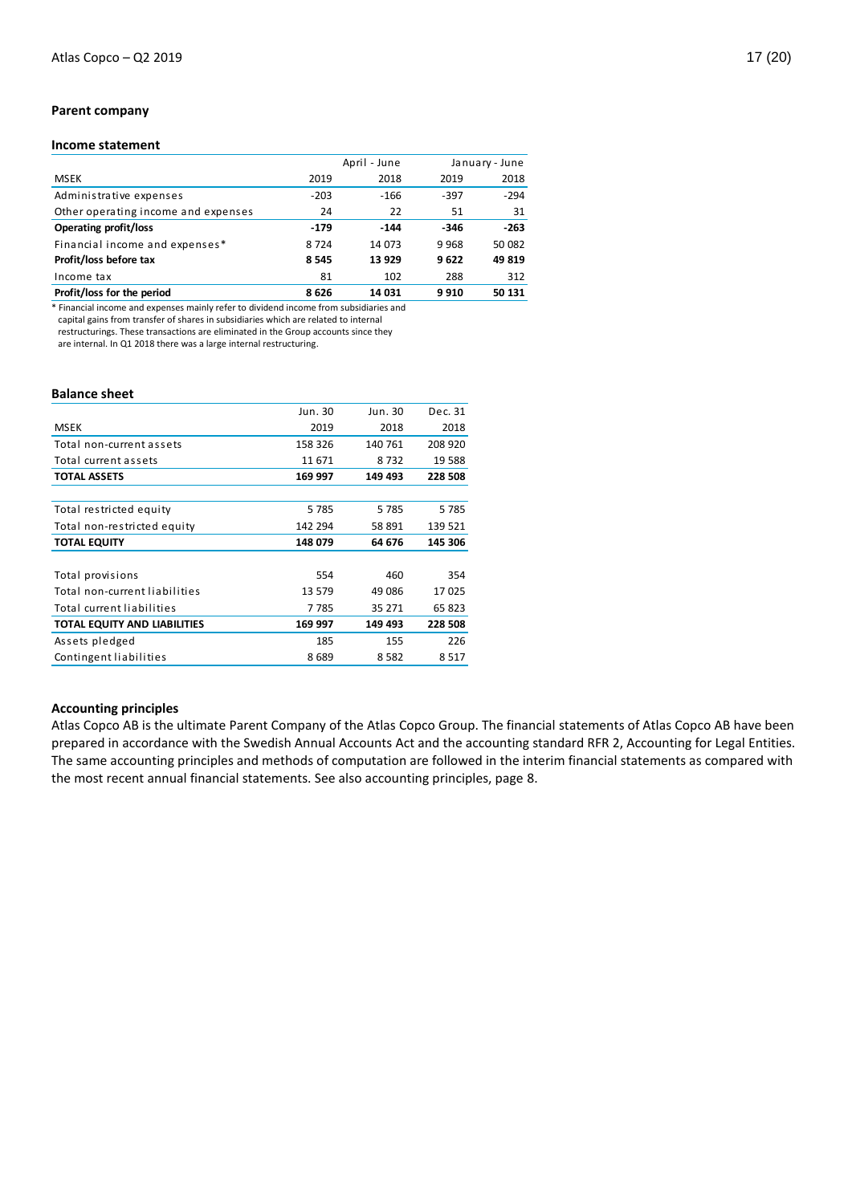## Parent company

### Income statement

| | April - June | | January - June | |
|---|---|---|---|---|
| MSEK | 2019 | 2018 | 2019 | 2018 |
| Administrative expenses | -203 | -166 | -397 | -294 |
| Other operating income and expenses | 24 | 22 | 51 | 31 |
| **Operating profit/loss** | **-179** | **-144** | **-346** | **-263** |
| Financial income and expenses* | 8 724 | 14 073 | 9 968 | 50 082 |
| **Profit/loss before tax** | **8 545** | **13 929** | **9 622** | **49 819** |
| Income tax | 81 | 102 | 288 | 312 |
| **Profit/loss for the period** | **8 626** | **14 031** | **9 910** | **50 131** |

* Financial income and expenses mainly refer to dividend income from subsidiaries and capital gains from transfer of shares in subsidiaries which are related to internal restructurings. These transactions are eliminated in the Group accounts since they are internal. In Q1 2018 there was a large internal restructuring.

### Balance sheet

| | Jun. 30 | Jun. 30 | Dec. 31 |
|---|---|---|---|
| MSEK | 2019 | 2018 | 2018 |
| Total non-current assets | 158 326 | 140 761 | 208 920 |
| Total current assets | 11 671 | 8 732 | 19 588 |
| **TOTAL ASSETS** | **169 997** | **149 493** | **228 508** |
| | | | |
| Total restricted equity | 5 785 | 5 785 | 5 785 |
| Total non-restricted equity | 142 294 | 58 891 | 139 521 |
| **TOTAL EQUITY** | **148 079** | **64 676** | **145 306** |
| | | | |
| Total provisions | 554 | 460 | 354 |
| Total non-current liabilities | 13 579 | 49 086 | 17 025 |
| Total current liabilities | 7 785 | 35 271 | 65 823 |
| **TOTAL EQUITY AND LIABILITIES** | **169 997** | **149 493** | **228 508** |
| Assets pledged | 185 | 155 | 226 |
| Contingent liabilities | 8 689 | 8 582 | 8 517 |

### Accounting principles

Atlas Copco AB is the ultimate Parent Company of the Atlas Copco Group. The financial statements of Atlas Copco AB have been prepared in accordance with the Swedish Annual Accounts Act and the accounting standard RFR 2, Accounting for Legal Entities. The same accounting principles and methods of computation are followed in the interim financial statements as compared with the most recent annual financial statements. See also accounting principles, page 8.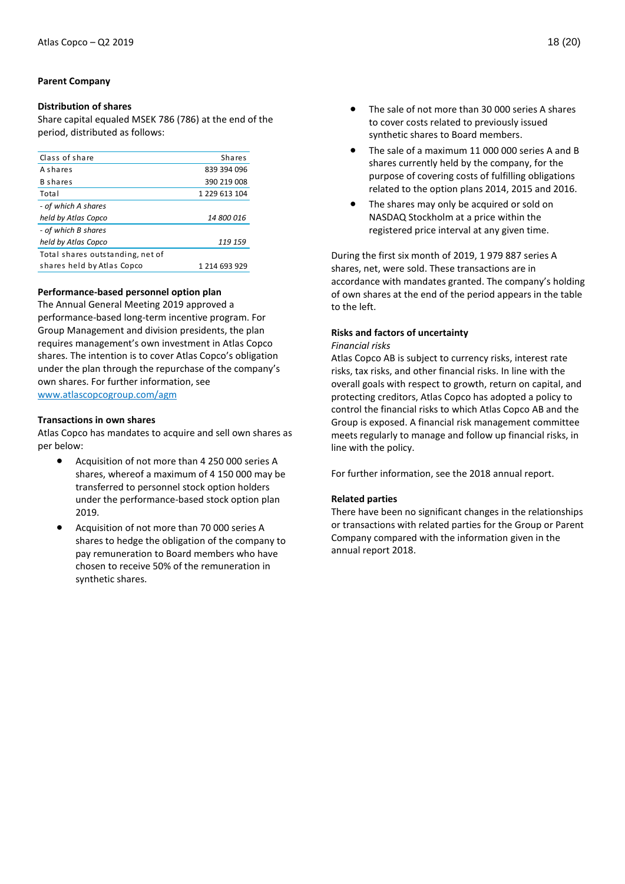## Parent Company

### Distribution of shares

Share capital equaled MSEK 786 (786) at the end of the period, distributed as follows:

| Class of share | Shares |
|---|---|
| A shares | 839 394 096 |
| B shares | 390 219 008 |
| Total | 1 229 613 104 |
| *- of which A shares held by Atlas Copco* | *14 800 016* |
| *- of which B shares held by Atlas Copco* | *119 159* |
| Total shares outstanding, net of shares held by Atlas Copco | 1 214 693 929 |

### Performance-based personnel option plan

The Annual General Meeting 2019 approved a performance-based long-term incentive program. For Group Management and division presidents, the plan requires management's own investment in Atlas Copco shares. The intention is to cover Atlas Copco's obligation under the plan through the repurchase of the company's own shares. For further information, see www.atlascopcogroup.com/agm

### Transactions in own shares

Atlas Copco has mandates to acquire and sell own shares as per below:

- Acquisition of not more than 4 250 000 series A shares, whereof a maximum of 4 150 000 may be transferred to personnel stock option holders under the performance-based stock option plan 2019.
- Acquisition of not more than 70 000 series A shares to hedge the obligation of the company to pay remuneration to Board members who have chosen to receive 50% of the remuneration in synthetic shares.
- The sale of not more than 30 000 series A shares to cover costs related to previously issued synthetic shares to Board members.
- The sale of a maximum 11 000 000 series A and B shares currently held by the company, for the purpose of covering costs of fulfilling obligations related to the option plans 2014, 2015 and 2016.
- The shares may only be acquired or sold on NASDAQ Stockholm at a price within the registered price interval at any given time.

During the first six month of 2019, 1 979 887 series A shares, net, were sold. These transactions are in accordance with mandates granted. The company's holding of own shares at the end of the period appears in the table to the left.

### Risks and factors of uncertainty

*Financial risks*

Atlas Copco AB is subject to currency risks, interest rate risks, tax risks, and other financial risks. In line with the overall goals with respect to growth, return on capital, and protecting creditors, Atlas Copco has adopted a policy to control the financial risks to which Atlas Copco AB and the Group is exposed. A financial risk management committee meets regularly to manage and follow up financial risks, in line with the policy.

For further information, see the 2018 annual report.

### Related parties

There have been no significant changes in the relationships or transactions with related parties for the Group or Parent Company compared with the information given in the annual report 2018.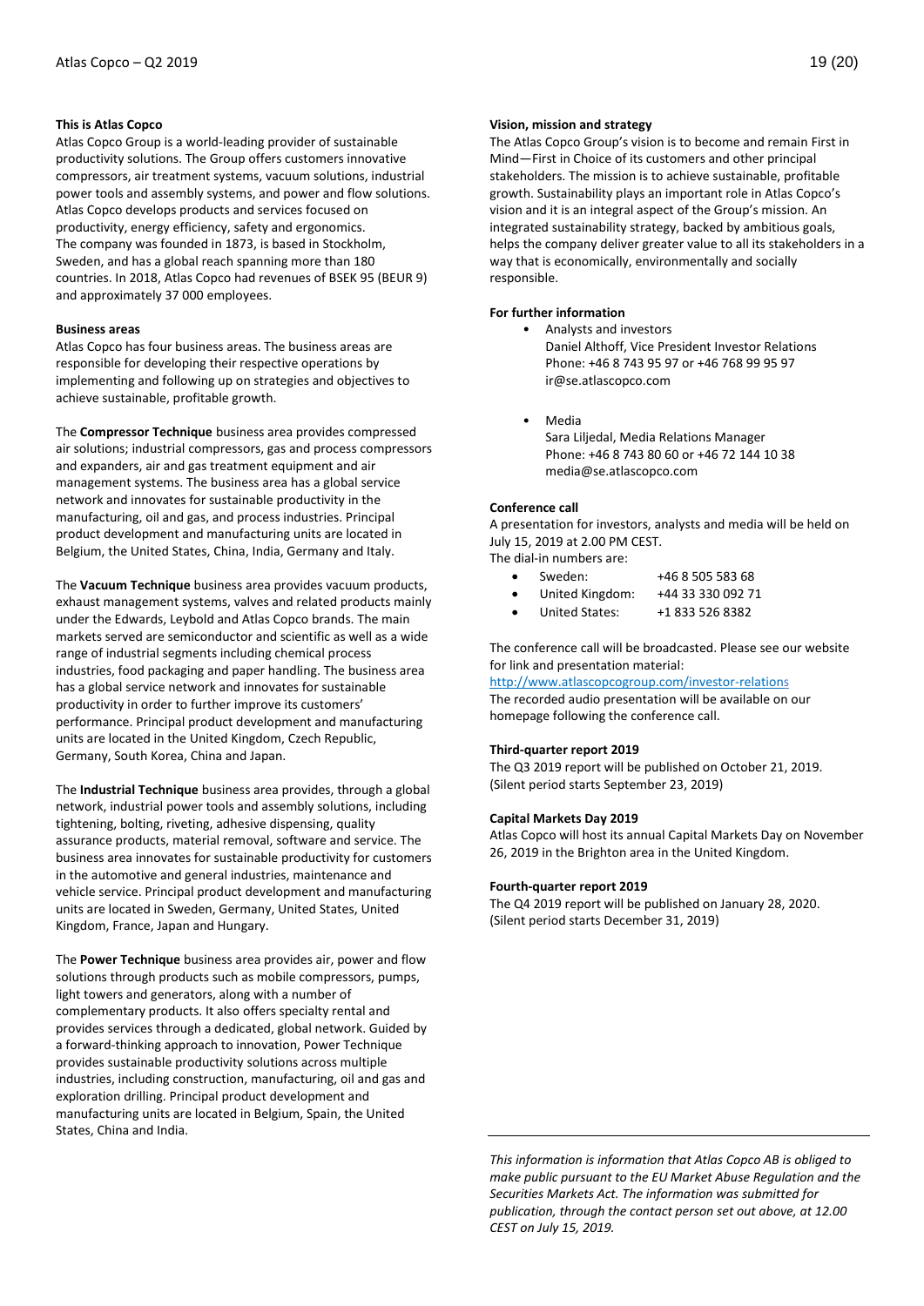### This is Atlas Copco

Atlas Copco Group is a world-leading provider of sustainable productivity solutions. The Group offers customers innovative compressors, air treatment systems, vacuum solutions, industrial power tools and assembly systems, and power and flow solutions. Atlas Copco develops products and services focused on productivity, energy efficiency, safety and ergonomics. The company was founded in 1873, is based in Stockholm, Sweden, and has a global reach spanning more than 180 countries. In 2018, Atlas Copco had revenues of BSEK 95 (BEUR 9) and approximately 37 000 employees.

### Business areas

Atlas Copco has four business areas. The business areas are responsible for developing their respective operations by implementing and following up on strategies and objectives to achieve sustainable, profitable growth.

The **Compressor Technique** business area provides compressed air solutions; industrial compressors, gas and process compressors and expanders, air and gas treatment equipment and air management systems. The business area has a global service network and innovates for sustainable productivity in the manufacturing, oil and gas, and process industries. Principal product development and manufacturing units are located in Belgium, the United States, China, India, Germany and Italy.

The **Vacuum Technique** business area provides vacuum products, exhaust management systems, valves and related products mainly under the Edwards, Leybold and Atlas Copco brands. The main markets served are semiconductor and scientific as well as a wide range of industrial segments including chemical process industries, food packaging and paper handling. The business area has a global service network and innovates for sustainable productivity in order to further improve its customers' performance. Principal product development and manufacturing units are located in the United Kingdom, Czech Republic, Germany, South Korea, China and Japan.

The **Industrial Technique** business area provides, through a global network, industrial power tools and assembly solutions, including tightening, bolting, riveting, adhesive dispensing, quality assurance products, material removal, software and service. The business area innovates for sustainable productivity for customers in the automotive and general industries, maintenance and vehicle service. Principal product development and manufacturing units are located in Sweden, Germany, United States, United Kingdom, France, Japan and Hungary.

The **Power Technique** business area provides air, power and flow solutions through products such as mobile compressors, pumps, light towers and generators, along with a number of complementary products. It also offers specialty rental and provides services through a dedicated, global network. Guided by a forward-thinking approach to innovation, Power Technique provides sustainable productivity solutions across multiple industries, including construction, manufacturing, oil and gas and exploration drilling. Principal product development and manufacturing units are located in Belgium, Spain, the United States, China and India.

### Vision, mission and strategy

The Atlas Copco Group's vision is to become and remain First in Mind—First in Choice of its customers and other principal stakeholders. The mission is to achieve sustainable, profitable growth. Sustainability plays an important role in Atlas Copco's vision and it is an integral aspect of the Group's mission. An integrated sustainability strategy, backed by ambitious goals, helps the company deliver greater value to all its stakeholders in a way that is economically, environmentally and socially responsible.

### For further information

- Analysts and investors
  Daniel Althoff, Vice President Investor Relations
  Phone: +46 8 743 95 97 or +46 768 99 95 97
  ir@se.atlascopco.com

- Media
  Sara Liljedal, Media Relations Manager
  Phone: +46 8 743 80 60 or +46 72 144 10 38
  media@se.atlascopco.com

### Conference call

A presentation for investors, analysts and media will be held on July 15, 2019 at 2.00 PM CEST.
The dial-in numbers are:

- Sweden: +46 8 505 583 68
- United Kingdom: +44 33 330 092 71
- United States: +1 833 526 8382

The conference call will be broadcasted. Please see our website for link and presentation material:
http://www.atlascopcogroup.com/investor-relations
The recorded audio presentation will be available on our homepage following the conference call.

### Third-quarter report 2019

The Q3 2019 report will be published on October 21, 2019.
(Silent period starts September 23, 2019)

### Capital Markets Day 2019

Atlas Copco will host its annual Capital Markets Day on November 26, 2019 in the Brighton area in the United Kingdom.

### Fourth-quarter report 2019

The Q4 2019 report will be published on January 28, 2020.
(Silent period starts December 31, 2019)

---

*This information is information that Atlas Copco AB is obliged to make public pursuant to the EU Market Abuse Regulation and the Securities Markets Act. The information was submitted for publication, through the contact person set out above, at 12.00 CEST on July 15, 2019.*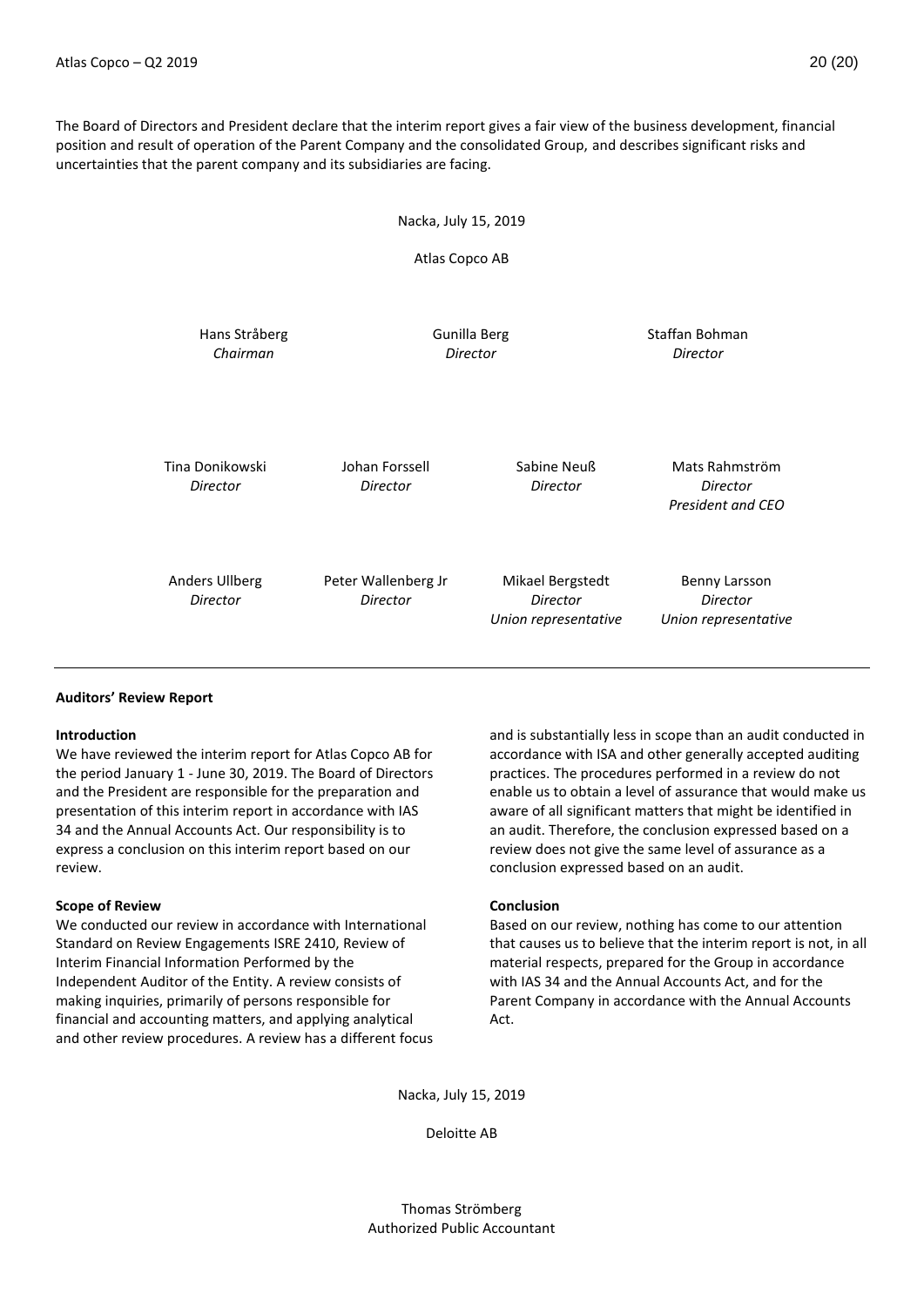The Board of Directors and President declare that the interim report gives a fair view of the business development, financial position and result of operation of the Parent Company and the consolidated Group, and describes significant risks and uncertainties that the parent company and its subsidiaries are facing.

Nacka, July 15, 2019

Atlas Copco AB

Hans Stråberg
*Chairman*

Gunilla Berg
*Director*

Staffan Bohman
*Director*

Tina Donikowski
*Director*

Johan Forssell
*Director*

Sabine Neuß
*Director*

Mats Rahmström
*Director*
*President and CEO*

Anders Ullberg
*Director*

Peter Wallenberg Jr
*Director*

Mikael Bergstedt
*Director*
*Union representative*

Benny Larsson
*Director*
*Union representative*

---

**Auditors' Review Report**

**Introduction**

We have reviewed the interim report for Atlas Copco AB for the period January 1 - June 30, 2019. The Board of Directors and the President are responsible for the preparation and presentation of this interim report in accordance with IAS 34 and the Annual Accounts Act. Our responsibility is to express a conclusion on this interim report based on our review.

**Scope of Review**

We conducted our review in accordance with International Standard on Review Engagements ISRE 2410, Review of Interim Financial Information Performed by the Independent Auditor of the Entity. A review consists of making inquiries, primarily of persons responsible for financial and accounting matters, and applying analytical and other review procedures. A review has a different focus and is substantially less in scope than an audit conducted in accordance with ISA and other generally accepted auditing practices. The procedures performed in a review do not enable us to obtain a level of assurance that would make us aware of all significant matters that might be identified in an audit. Therefore, the conclusion expressed based on a review does not give the same level of assurance as a conclusion expressed based on an audit.

**Conclusion**

Based on our review, nothing has come to our attention that causes us to believe that the interim report is not, in all material respects, prepared for the Group in accordance with IAS 34 and the Annual Accounts Act, and for the Parent Company in accordance with the Annual Accounts Act.

Nacka, July 15, 2019

Deloitte AB

Thomas Strömberg
Authorized Public Accountant